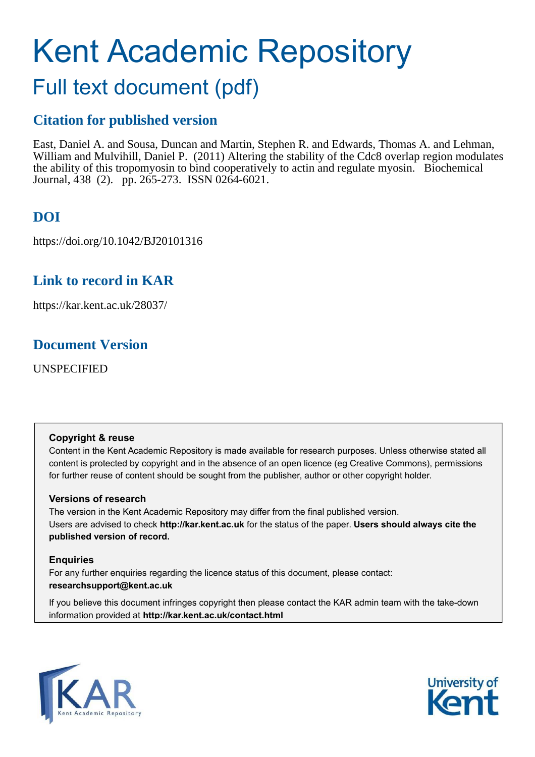# Kent Academic Repository

## Full text document (pdf)

### Citation for published version

East, Daniel A. and Sousa, Duncan and Martin, Stephen R. and Edwards, Thomas A. and Lehman, William and Mulvihill, Daniel P. (2011) Altering the stability of the Cdc8 overlap region modulates the ability of this tropomyosin to bind cooperatively to actin and regulate myosin. Biochemical Journal, 438 (2). pp. 265-273. ISSN 0264-6021.

### DOI

https://doi.org/10.1042/BJ20101316

### Link to record in KAR

https://kar.kent.ac.uk/28037/

### Document Version

UNSPECIFIED

**Copyright & reuse**

Content in the Kent Academic Repository is made available for research purposes. Unless otherwise stated all content is protected by copyright and in the absence of an open licence (eg Creative Commons), permissions for further reuse of content should be sought from the publisher, author or other copyright holder.

**Versions of research**

The version in the Kent Academic Repository may differ from the final published version. Users are advised to check **http://kar.kent.ac.uk** for the status of the paper. **Users should always cite the published version of record.**

**Enquiries**

For any further enquiries regarding the licence status of this document, please contact: **researchsupport@kent.ac.uk**

If you believe this document infringes copyright then please contact the KAR admin team with the take-down information provided at **http://kar.kent.ac.uk/contact.html**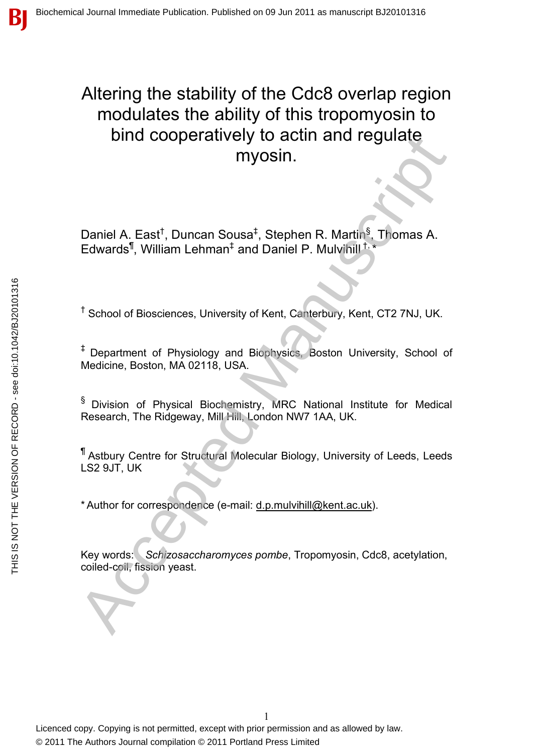# Altering the stability of the Cdc8 overlap region modulates the ability of this tropomyosin to bind cooperatively to actin and regulate myosin.

Daniel A. East[†], Duncan Sousa[‡], Stephen R. Martin[§], Thomas A. Edwards[¶], William Lehman[‡] and Daniel P. Mulvihill[†,*]

[†] School of Biosciences, University of Kent, Canterbury, Kent, CT2 7NJ, UK.

[‡] Department of Physiology and Biophysics, Boston University, School of Medicine, Boston, MA 02118, USA.

[§] Division of Physical Biochemistry, MRC National Institute for Medical Research, The Ridgeway, Mill Hill, London NW7 1AA, UK.

[¶] Astbury Centre for Structural Molecular Biology, University of Leeds, Leeds LS2 9JT, UK

* Author for correspondence (e-mail: d.p.mulvihill@kent.ac.uk).

Key words: *Schizosaccharomyces pombe*, Tropomyosin, Cdc8, acetylation, coiled-coil, fission yeast.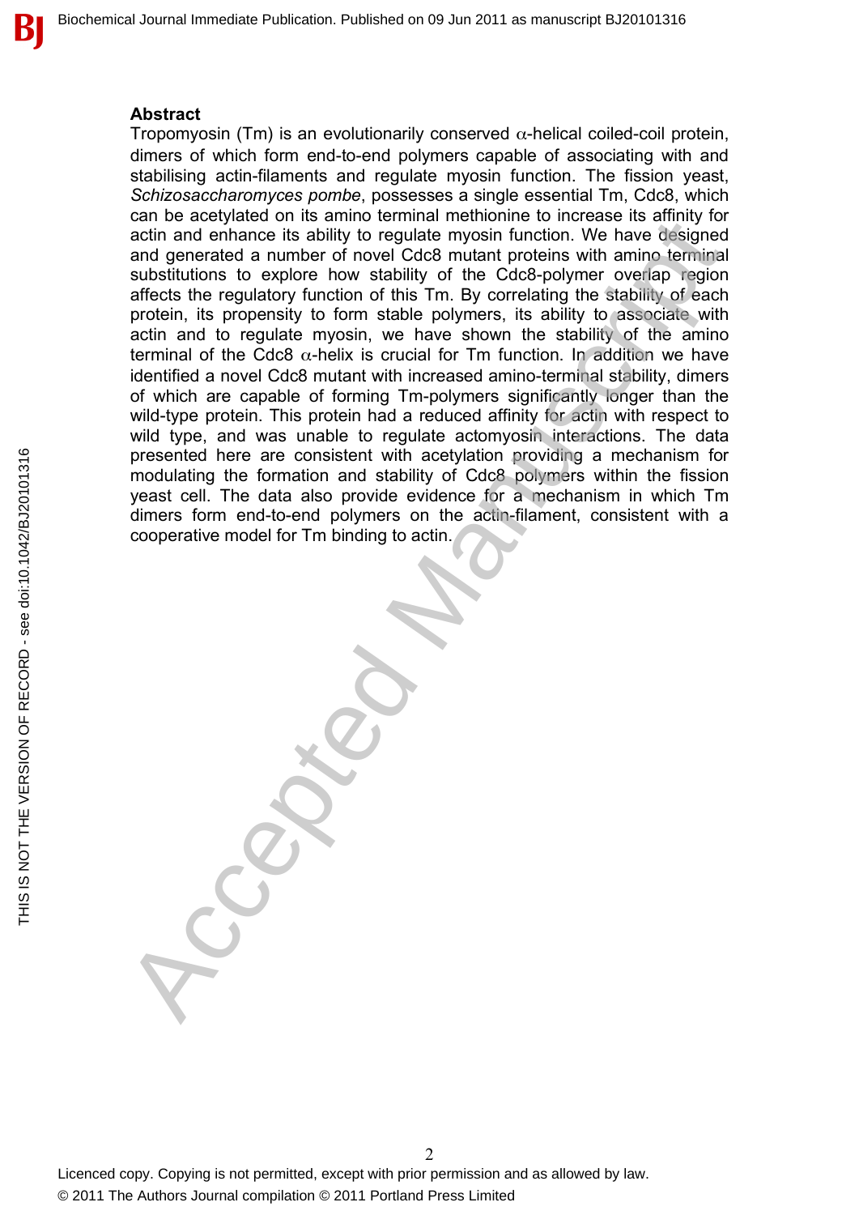## Abstract

Tropomyosin (Tm) is an evolutionarily conserved α-helical coiled-coil protein, dimers of which form end-to-end polymers capable of associating with and stabilising actin-filaments and regulate myosin function. The fission yeast, *Schizosaccharomyces pombe*, possesses a single essential Tm, Cdc8, which can be acetylated on its amino terminal methionine to increase its affinity for actin and enhance its ability to regulate myosin function. We have designed and generated a number of novel Cdc8 mutant proteins with amino terminal substitutions to explore how stability of the Cdc8-polymer overlap region affects the regulatory function of this Tm. By correlating the stability of each protein, its propensity to form stable polymers, its ability to associate with actin and to regulate myosin, we have shown the stability of the amino terminal of the Cdc8 α-helix is crucial for Tm function. In addition we have identified a novel Cdc8 mutant with increased amino-terminal stability, dimers of which are capable of forming Tm-polymers significantly longer than the wild-type protein. This protein had a reduced affinity for actin with respect to wild type, and was unable to regulate actomyosin interactions. The data presented here are consistent with acetylation providing a mechanism for modulating the formation and stability of Cdc8 polymers within the fission yeast cell. The data also provide evidence for a mechanism in which Tm dimers form end-to-end polymers on the actin-filament, consistent with a cooperative model for Tm binding to actin.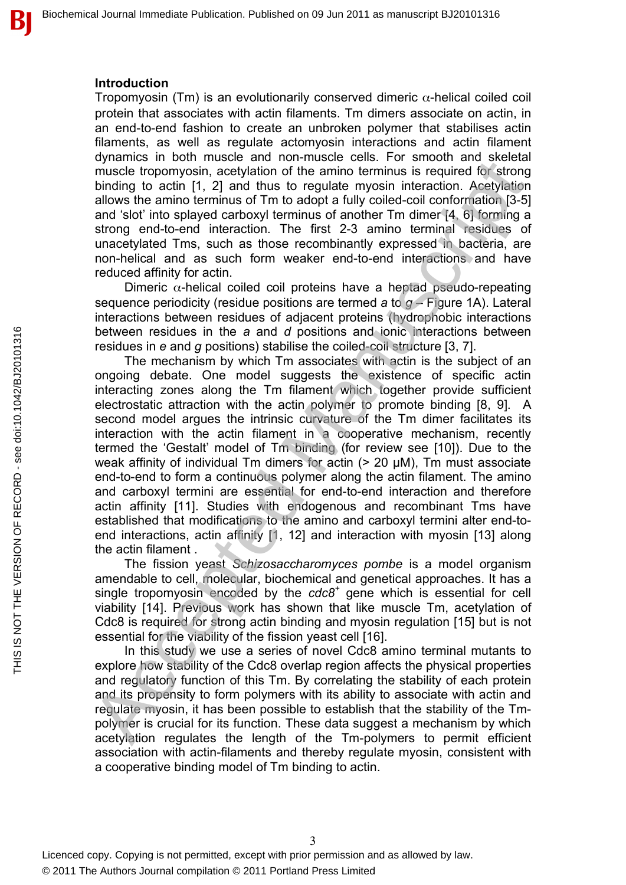## Introduction

Tropomyosin (Tm) is an evolutionarily conserved dimeric $\alpha$-helical coiled coil protein that associates with actin filaments. Tm dimers associate on actin, in an end-to-end fashion to create an unbroken polymer that stabilises actin filaments, as well as regulate actomyosin interactions and actin filament dynamics in both muscle and non-muscle cells. For smooth and skeletal muscle tropomyosin, acetylation of the amino terminus is required for strong binding to actin [1, 2] and thus to regulate myosin interaction. Acetylation allows the amino terminus of Tm to adopt a fully coiled-coil conformation [3-5] and 'slot' into splayed carboxyl terminus of another Tm dimer [4, 6] forming a strong end-to-end interaction. The first 2-3 amino terminal residues of unacetylated Tms, such as those recombinantly expressed in bacteria, are non-helical and as such form weaker end-to-end interactions and have reduced affinity for actin.

Dimeric $\alpha$-helical coiled coil proteins have a heptad pseudo-repeating sequence periodicity (residue positions are termed *a* to *g* – Figure 1A). Lateral interactions between residues of adjacent proteins (hydrophobic interactions between residues in the *a* and *d* positions and ionic interactions between residues in *e* and *g* positions) stabilise the coiled-coil structure [3, 7].

The mechanism by which Tm associates with actin is the subject of an ongoing debate. One model suggests the existence of specific actin interacting zones along the Tm filament which together provide sufficient electrostatic attraction with the actin polymer to promote binding [8, 9]. A second model argues the intrinsic curvature of the Tm dimer facilitates its interaction with the actin filament in a cooperative mechanism, recently termed the 'Gestalt' model of Tm binding (for review see [10]). Due to the weak affinity of individual Tm dimers for actin (> 20 μM), Tm must associate end-to-end to form a continuous polymer along the actin filament. The amino and carboxyl termini are essential for end-to-end interaction and therefore actin affinity [11]. Studies with endogenous and recombinant Tms have established that modifications to the amino and carboxyl termini alter end-to-end interactions, actin affinity [1, 12] and interaction with myosin [13] along the actin filament .

The fission yeast *Schizosaccharomyces pombe* is a model organism amendable to cell, molecular, biochemical and genetical approaches. It has a single tropomyosin encoded by the *cdc8*$^{+}$ gene which is essential for cell viability [14]. Previous work has shown that like muscle Tm, acetylation of Cdc8 is required for strong actin binding and myosin regulation [15] but is not essential for the viability of the fission yeast cell [16].

In this study we use a series of novel Cdc8 amino terminal mutants to explore how stability of the Cdc8 overlap region affects the physical properties and regulatory function of this Tm. By correlating the stability of each protein and its propensity to form polymers with its ability to associate with actin and regulate myosin, it has been possible to establish that the stability of the Tm-polymer is crucial for its function. These data suggest a mechanism by which acetylation regulates the length of the Tm-polymers to permit efficient association with actin-filaments and thereby regulate myosin, consistent with a cooperative binding model of Tm binding to actin.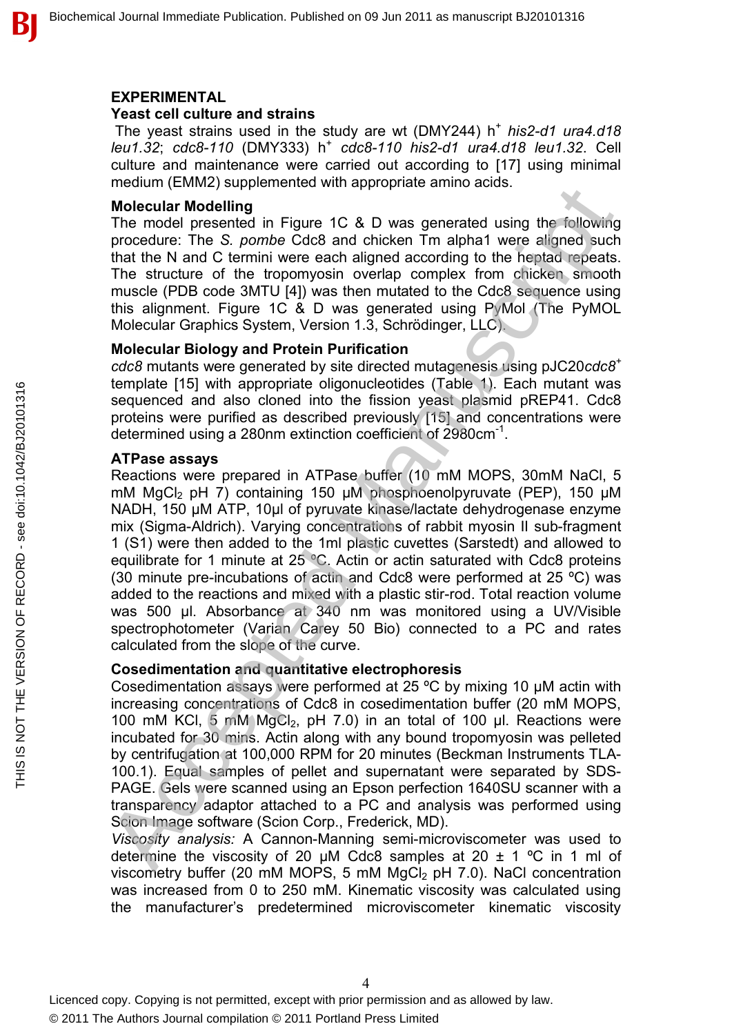## EXPERIMENTAL

### Yeast cell culture and strains

The yeast strains used in the study are wt (DMY244) h$^+$ *his2-d1 ura4.d18 leu1.32*; *cdc8-110* (DMY333) h$^+$ *cdc8-110 his2-d1 ura4.d18 leu1.32*. Cell culture and maintenance were carried out according to [17] using minimal medium (EMM2) supplemented with appropriate amino acids.

### Molecular Modelling

The model presented in Figure 1C & D was generated using the following procedure: The *S. pombe* Cdc8 and chicken Tm alpha1 were aligned such that the N and C termini were each aligned according to the heptad repeats. The structure of the tropomyosin overlap complex from chicken smooth muscle (PDB code 3MTU [4]) was then mutated to the Cdc8 sequence using this alignment. Figure 1C & D was generated using PyMol (The PyMOL Molecular Graphics System, Version 1.3, Schrödinger, LLC).

### Molecular Biology and Protein Purification

*cdc8* mutants were generated by site directed mutagenesis using pJC20*cdc8*$^+$ template [15] with appropriate oligonucleotides (Table 1). Each mutant was sequenced and also cloned into the fission yeast plasmid pREP41. Cdc8 proteins were purified as described previously [15] and concentrations were determined using a 280nm extinction coefficient of 2980cm$^{-1}$.

### ATPase assays

Reactions were prepared in ATPase buffer (10 mM MOPS, 30mM NaCl, 5 mM $MgCl_2$ pH 7) containing 150 µM phosphoenolpyruvate (PEP), 150 µM NADH, 150 µM ATP, 10µl of pyruvate kinase/lactate dehydrogenase enzyme mix (Sigma-Aldrich). Varying concentrations of rabbit myosin II sub-fragment 1 (S1) were then added to the 1ml plastic cuvettes (Sarstedt) and allowed to equilibrate for 1 minute at 25 °C. Actin or actin saturated with Cdc8 proteins (30 minute pre-incubations of actin and Cdc8 were performed at 25 ºC) was added to the reactions and mixed with a plastic stir-rod. Total reaction volume was 500 µl. Absorbance at 340 nm was monitored using a UV/Visible spectrophotometer (Varian Carey 50 Bio) connected to a PC and rates calculated from the slope of the curve.

### Cosedimentation and quantitative electrophoresis

Cosedimentation assays were performed at 25 ºC by mixing 10 µM actin with increasing concentrations of Cdc8 in cosedimentation buffer (20 mM MOPS, 100 mM KCl, 5 mM $MgCl_2$, pH 7.0) in an total of 100 µl. Reactions were incubated for 30 mins. Actin along with any bound tropomyosin was pelleted by centrifugation at 100,000 RPM for 20 minutes (Beckman Instruments TLA-100.1). Equal samples of pellet and supernatant were separated by SDS-PAGE. Gels were scanned using an Epson perfection 1640SU scanner with a transparency adaptor attached to a PC and analysis was performed using Scion Image software (Scion Corp., Frederick, MD).

*Viscosity analysis:* A Cannon-Manning semi-microviscometer was used to determine the viscosity of 20 µM Cdc8 samples at 20 ± 1 ºC in 1 ml of viscometry buffer (20 mM MOPS, 5 mM $MgCl_2$ pH 7.0). NaCl concentration was increased from 0 to 250 mM. Kinematic viscosity was calculated using the manufacturer's predetermined microviscometer kinematic viscosity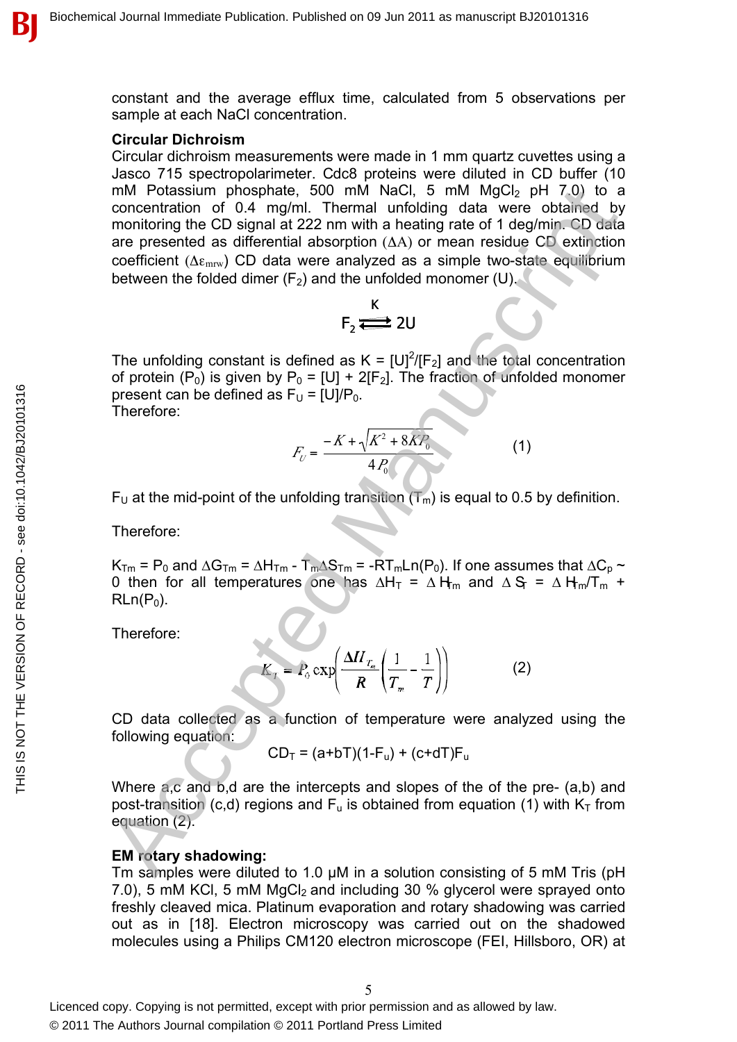constant and the average efflux time, calculated from 5 observations per sample at each NaCl concentration.

**Circular Dichroism**

Circular dichroism measurements were made in 1 mm quartz cuvettes using a Jasco 715 spectropolarimeter. Cdc8 proteins were diluted in CD buffer (10 mM Potassium phosphate, 500 mM NaCl, 5 mM $MgCl_2$ pH 7.0) to a concentration of 0.4 mg/ml. Thermal unfolding data were obtained by monitoring the CD signal at 222 nm with a heating rate of 1 deg/min. CD data are presented as differential absorption ($\Delta A$) or mean residue CD extinction coefficient ($\Delta\varepsilon_{mrw}$) CD data were analyzed as a simple two-state equilibrium between the folded dimer ($F_2$) and the unfolded monomer (U).

$$F_2 \overset{K}{\rightleftharpoons} 2U$$

The unfolding constant is defined as $K = [U]^2/[F_2]$ and the total concentration of protein ($P_0$) is given by $P_0 = [U] + 2[F_2]$. The fraction of unfolded monomer present can be defined as $F_U = [U]/P_0$.
Therefore:

$$F_U = \frac{-K + \sqrt{K^2 + 8KP_0}}{4P_0} \qquad (1)$$

$F_U$ at the mid-point of the unfolding transition ($T_m$) is equal to 0.5 by definition.

Therefore:

$K_{Tm} = P_0$ and $\Delta G_{Tm} = \Delta H_{Tm} - T_m\Delta S_{Tm} = -RT_m Ln(P_0)$. If one assumes that $\Delta C_p \sim 0$ then for all temperatures one has $\Delta H_T = \Delta H_{Tm}$ and $\Delta S_T = \Delta H_{Tm}/T_m + RLn(P_0)$.

Therefore:

$$K_T = P_0 \exp\left(\frac{\Delta H_{T_m}}{R}\left(\frac{1}{T_m} - \frac{1}{T}\right)\right) \qquad (2)$$

CD data collected as a function of temperature were analyzed using the following equation:

$$CD_T = (a+bT)(1-F_u) + (c+dT)F_u$$

Where a,c and b,d are the intercepts and slopes of the of the pre- (a,b) and post-transition (c,d) regions and $F_u$ is obtained from equation (1) with $K_T$ from equation (2).

**EM rotary shadowing:**

Tm samples were diluted to 1.0 µM in a solution consisting of 5 mM Tris (pH 7.0), 5 mM KCl, 5 mM $MgCl_2$ and including 30 % glycerol were sprayed onto freshly cleaved mica. Platinum evaporation and rotary shadowing was carried out as in [18]. Electron microscopy was carried out on the shadowed molecules using a Philips CM120 electron microscope (FEI, Hillsboro, OR) at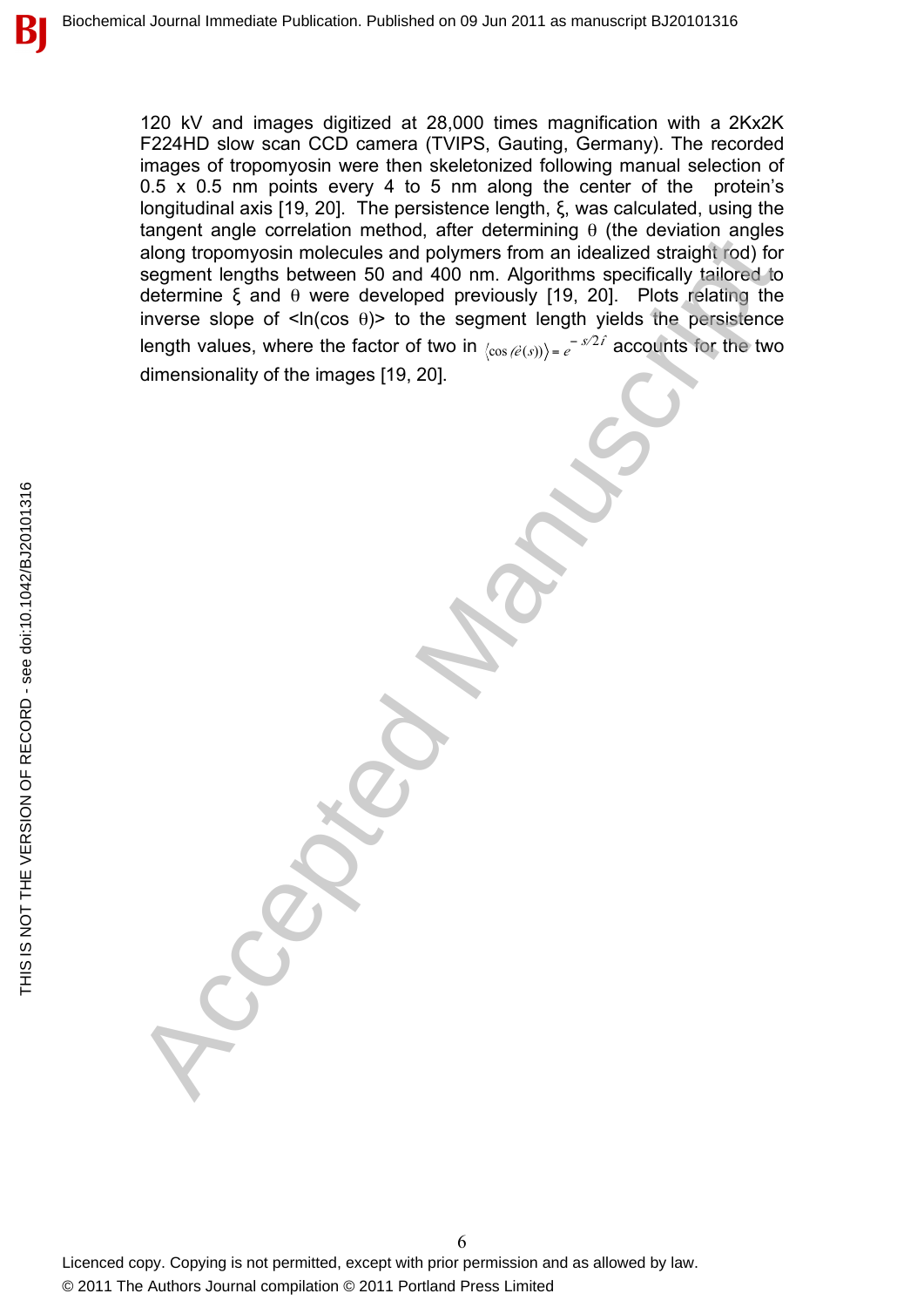120 kV and images digitized at 28,000 times magnification with a 2Kx2K F224HD slow scan CCD camera (TVIPS, Gauting, Germany). The recorded images of tropomyosin were then skeletonized following manual selection of 0.5 x 0.5 nm points every 4 to 5 nm along the center of the protein's longitudinal axis [19, 20]. The persistence length, $\xi$, was calculated, using the tangent angle correlation method, after determining $\theta$ (the deviation angles along tropomyosin molecules and polymers from an idealized straight rod) for segment lengths between 50 and 400 nm. Algorithms specifically tailored to determine $\xi$ and $\theta$ were developed previously [19, 20]. Plots relating the inverse slope of <ln(cos $\theta$)> to the segment length yields the persistence length values, where the factor of two in $\langle \cos(\theta(s)) \rangle = e^{-s/2\hat{\xi}}$ accounts for the two dimensionality of the images [19, 20].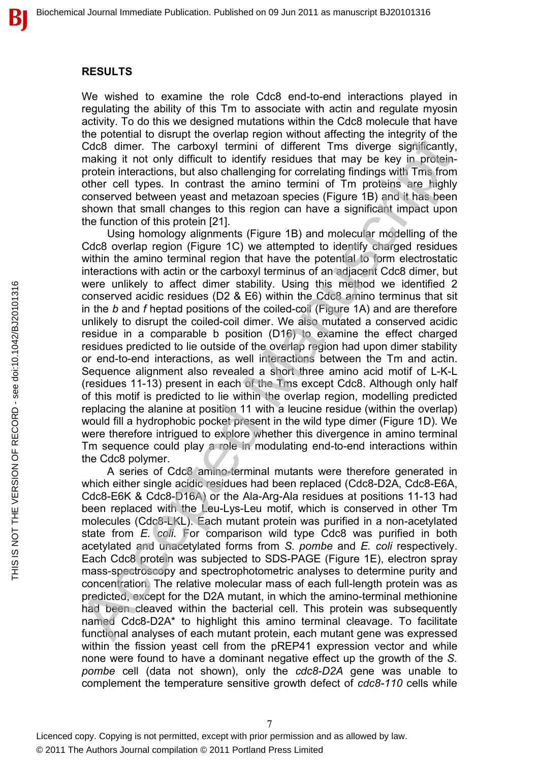## RESULTS

We wished to examine the role Cdc8 end-to-end interactions played in regulating the ability of this Tm to associate with actin and regulate myosin activity. To do this we designed mutations within the Cdc8 molecule that have the potential to disrupt the overlap region without affecting the integrity of the Cdc8 dimer. The carboxyl termini of different Tms diverge significantly, making it not only difficult to identify residues that may be key in protein-protein interactions, but also challenging for correlating findings with Tms from other cell types. In contrast the amino termini of Tm proteins are highly conserved between yeast and metazoan species (Figure 1B) and it has been shown that small changes to this region can have a significant impact upon the function of this protein [21].

Using homology alignments (Figure 1B) and molecular modelling of the Cdc8 overlap region (Figure 1C) we attempted to identify charged residues within the amino terminal region that have the potential to form electrostatic interactions with actin or the carboxyl terminus of an adjacent Cdc8 dimer, but were unlikely to affect dimer stability. Using this method we identified 2 conserved acidic residues (D2 & E6) within the Cdc8 amino terminus that sit in the *b* and *f* heptad positions of the coiled-coil (Figure 1A) and are therefore unlikely to disrupt the coiled-coil dimer. We also mutated a conserved acidic residue in a comparable b position (D16) to examine the effect charged residues predicted to lie outside of the overlap region had upon dimer stability or end-to-end interactions, as well interactions between the Tm and actin. Sequence alignment also revealed a short three amino acid motif of L-K-L (residues 11-13) present in each of the Tms except Cdc8. Although only half of this motif is predicted to lie within the overlap region, modelling predicted replacing the alanine at position 11 with a leucine residue (within the overlap) would fill a hydrophobic pocket present in the wild type dimer (Figure 1D). We were therefore intrigued to explore whether this divergence in amino terminal Tm sequence could play a role in modulating end-to-end interactions within the Cdc8 polymer.

A series of Cdc8 amino-terminal mutants were therefore generated in which either single acidic residues had been replaced (Cdc8-D2A, Cdc8-E6A, Cdc8-E6K & Cdc8-D16A) or the Ala-Arg-Ala residues at positions 11-13 had been replaced with the Leu-Lys-Leu motif, which is conserved in other Tm molecules (Cdc8-LKL). Each mutant protein was purified in a non-acetylated state from *E. coli*. For comparison wild type Cdc8 was purified in both acetylated and unacetylated forms from *S. pombe* and *E. coli* respectively. Each Cdc8 protein was subjected to SDS-PAGE (Figure 1E), electron spray mass-spectroscopy and spectrophotometric analyses to determine purity and concentration. The relative molecular mass of each full-length protein was as predicted, except for the D2A mutant, in which the amino-terminal methionine had been cleaved within the bacterial cell. This protein was subsequently named Cdc8-D2A* to highlight this amino terminal cleavage. To facilitate functional analyses of each mutant protein, each mutant gene was expressed within the fission yeast cell from the pREP41 expression vector and while none were found to have a dominant negative effect up the growth of the *S. pombe* cell (data not shown), only the *cdc8-D2A* gene was unable to complement the temperature sensitive growth defect of *cdc8-110* cells while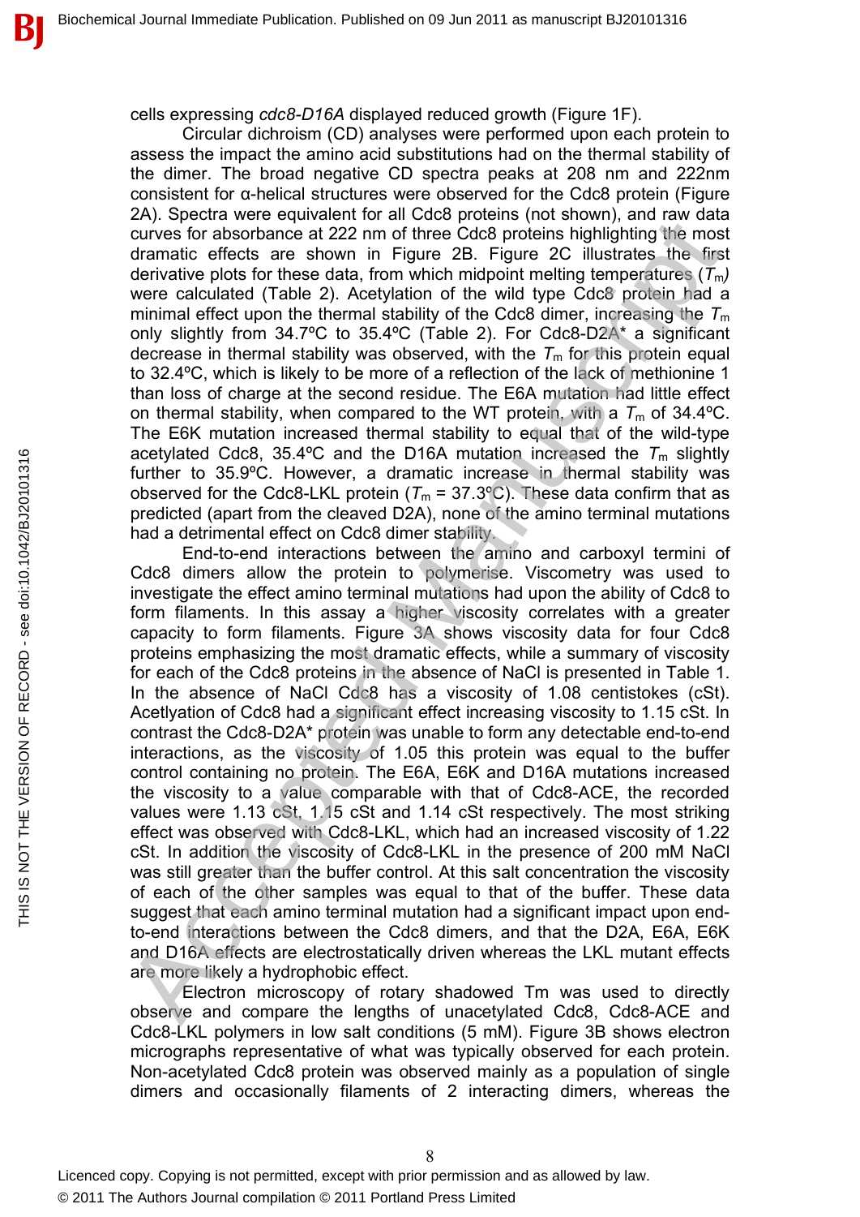cells expressing *cdc8-D16A* displayed reduced growth (Figure 1F).

Circular dichroism (CD) analyses were performed upon each protein to assess the impact the amino acid substitutions had on the thermal stability of the dimer. The broad negative CD spectra peaks at 208 nm and 222nm consistent for α-helical structures were observed for the Cdc8 protein (Figure 2A). Spectra were equivalent for all Cdc8 proteins (not shown), and raw data curves for absorbance at 222 nm of three Cdc8 proteins highlighting the most dramatic effects are shown in Figure 2B. Figure 2C illustrates the first derivative plots for these data, from which midpoint melting temperatures ($T_m$) were calculated (Table 2). Acetylation of the wild type Cdc8 protein had a minimal effect upon the thermal stability of the Cdc8 dimer, increasing the $T_m$ only slightly from 34.7ºC to 35.4ºC (Table 2). For Cdc8-D2A* a significant decrease in thermal stability was observed, with the $T_m$ for this protein equal to 32.4ºC, which is likely to be more of a reflection of the lack of methionine 1 than loss of charge at the second residue. The E6A mutation had little effect on thermal stability, when compared to the WT protein, with a $T_m$ of 34.4ºC. The E6K mutation increased thermal stability to equal that of the wild-type acetylated Cdc8, 35.4ºC and the D16A mutation increased the $T_m$ slightly further to 35.9ºC. However, a dramatic increase in thermal stability was observed for the Cdc8-LKL protein ($T_m$ = 37.3ºC). These data confirm that as predicted (apart from the cleaved D2A), none of the amino terminal mutations had a detrimental effect on Cdc8 dimer stability.

End-to-end interactions between the amino and carboxyl termini of Cdc8 dimers allow the protein to polymerise. Viscometry was used to investigate the effect amino terminal mutations had upon the ability of Cdc8 to form filaments. In this assay a higher viscosity correlates with a greater capacity to form filaments. Figure 3A shows viscosity data for four Cdc8 proteins emphasizing the most dramatic effects, while a summary of viscosity for each of the Cdc8 proteins in the absence of NaCl is presented in Table 1. In the absence of NaCl Cdc8 has a viscosity of 1.08 centistokes (cSt). Acetlyation of Cdc8 had a significant effect increasing viscosity to 1.15 cSt. In contrast the Cdc8-D2A* protein was unable to form any detectable end-to-end interactions, as the viscosity of 1.05 this protein was equal to the buffer control containing no protein. The E6A, E6K and D16A mutations increased the viscosity to a value comparable with that of Cdc8-ACE, the recorded values were 1.13 cSt, 1.15 cSt and 1.14 cSt respectively. The most striking effect was observed with Cdc8-LKL, which had an increased viscosity of 1.22 cSt. In addition the viscosity of Cdc8-LKL in the presence of 200 mM NaCl was still greater than the buffer control. At this salt concentration the viscosity of each of the other samples was equal to that of the buffer. These data suggest that each amino terminal mutation had a significant impact upon end-to-end interactions between the Cdc8 dimers, and that the D2A, E6A, E6K and D16A effects are electrostatically driven whereas the LKL mutant effects are more likely a hydrophobic effect.

Electron microscopy of rotary shadowed Tm was used to directly observe and compare the lengths of unacetylated Cdc8, Cdc8-ACE and Cdc8-LKL polymers in low salt conditions (5 mM). Figure 3B shows electron micrographs representative of what was typically observed for each protein. Non-acetylated Cdc8 protein was observed mainly as a population of single dimers and occasionally filaments of 2 interacting dimers, whereas the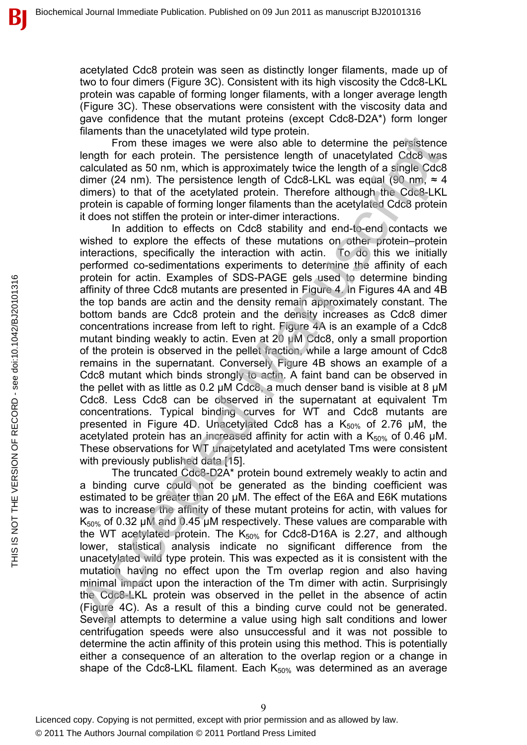acetylated Cdc8 protein was seen as distinctly longer filaments, made up of two to four dimers (Figure 3C). Consistent with its high viscosity the Cdc8-LKL protein was capable of forming longer filaments, with a longer average length (Figure 3C). These observations were consistent with the viscosity data and gave confidence that the mutant proteins (except Cdc8-D2A*) form longer filaments than the unacetylated wild type protein.

From these images we were also able to determine the persistence length for each protein. The persistence length of unacetylated Cdc8 was calculated as 50 nm, which is approximately twice the length of a single Cdc8 dimer (24 nm). The persistence length of Cdc8-LKL was equal (90 nm, ≈ 4 dimers) to that of the acetylated protein. Therefore although the Cdc8-LKL protein is capable of forming longer filaments than the acetylated Cdc8 protein it does not stiffen the protein or inter-dimer interactions.

In addition to effects on Cdc8 stability and end-to-end contacts we wished to explore the effects of these mutations on other protein–protein interactions, specifically the interaction with actin. To do this we initially performed co-sedimentations experiments to determine the affinity of each protein for actin. Examples of SDS-PAGE gels used to determine binding affinity of three Cdc8 mutants are presented in Figure 4. In Figures 4A and 4B the top bands are actin and the density remain approximately constant. The bottom bands are Cdc8 protein and the density increases as Cdc8 dimer concentrations increase from left to right. Figure 4A is an example of a Cdc8 mutant binding weakly to actin. Even at 20 μM Cdc8, only a small proportion of the protein is observed in the pellet fraction, while a large amount of Cdc8 remains in the supernatant. Conversely Figure 4B shows an example of a Cdc8 mutant which binds strongly to actin. A faint band can be observed in the pellet with as little as 0.2 μM Cdc8, a much denser band is visible at 8 μM Cdc8. Less Cdc8 can be observed in the supernatant at equivalent Tm concentrations. Typical binding curves for WT and Cdc8 mutants are presented in Figure 4D. Unacetylated Cdc8 has a $K_{50\%}$ of 2.76 μM, the acetylated protein has an increased affinity for actin with a $K_{50\%}$ of 0.46 μM. These observations for WT unacetylated and acetylated Tms were consistent with previously published data [15].

The truncated Cdc8-D2A* protein bound extremely weakly to actin and a binding curve could not be generated as the binding coefficient was estimated to be greater than 20 μM. The effect of the E6A and E6K mutations was to increase the affinity of these mutant proteins for actin, with values for $K_{50\%}$ of 0.32 μM and 0.45 μM respectively. These values are comparable with the WT acetylated protein. The $K_{50\%}$ for Cdc8-D16A is 2.27, and although lower, statistical analysis indicate no significant difference from the unacetylated wild type protein. This was expected as it is consistent with the mutation having no effect upon the Tm overlap region and also having minimal impact upon the interaction of the Tm dimer with actin. Surprisingly the Cdc8-LKL protein was observed in the pellet in the absence of actin (Figure 4C). As a result of this a binding curve could not be generated. Several attempts to determine a value using high salt conditions and lower centrifugation speeds were also unsuccessful and it was not possible to determine the actin affinity of this protein using this method. This is potentially either a consequence of an alteration to the overlap region or a change in shape of the Cdc8-LKL filament. Each $K_{50\%}$ was determined as an average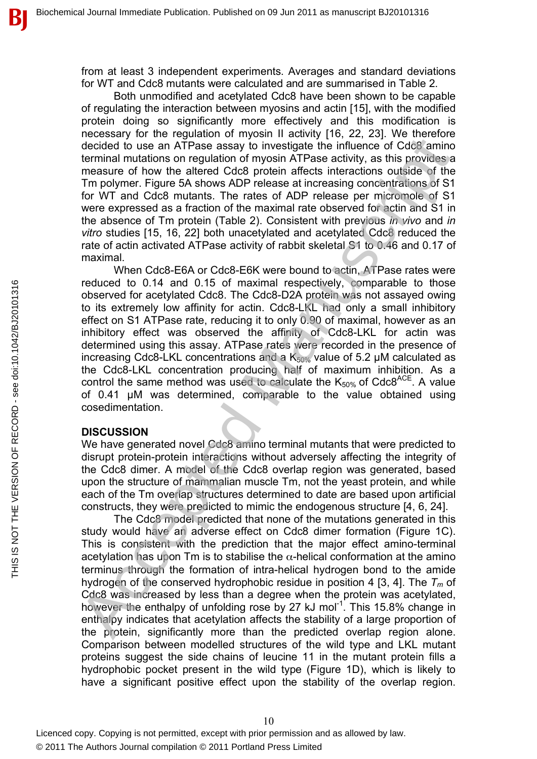from at least 3 independent experiments. Averages and standard deviations for WT and Cdc8 mutants were calculated and are summarised in Table 2.

Both unmodified and acetylated Cdc8 have been shown to be capable of regulating the interaction between myosins and actin [15], with the modified protein doing so significantly more effectively and this modification is necessary for the regulation of myosin II activity [16, 22, 23]. We therefore decided to use an ATPase assay to investigate the influence of Cdc8 amino terminal mutations on regulation of myosin ATPase activity, as this provides a measure of how the altered Cdc8 protein affects interactions outside of the Tm polymer. Figure 5A shows ADP release at increasing concentrations of S1 for WT and Cdc8 mutants. The rates of ADP release per micromole of S1 were expressed as a fraction of the maximal rate observed for actin and S1 in the absence of Tm protein (Table 2). Consistent with previous *in vivo* and *in vitro* studies [15, 16, 22] both unacetylated and acetylated Cdc8 reduced the rate of actin activated ATPase activity of rabbit skeletal S1 to 0.46 and 0.17 of maximal.

When Cdc8-E6A or Cdc8-E6K were bound to actin, ATPase rates were reduced to 0.14 and 0.15 of maximal respectively, comparable to those observed for acetylated Cdc8. The Cdc8-D2A protein was not assayed owing to its extremely low affinity for actin. Cdc8-LKL had only a small inhibitory effect on S1 ATPase rate, reducing it to only 0.90 of maximal, however as an inhibitory effect was observed the affinity of Cdc8-LKL for actin was determined using this assay. ATPase rates were recorded in the presence of increasing Cdc8-LKL concentrations and a $K_{50\%}$ value of 5.2 μM calculated as the Cdc8-LKL concentration producing half of maximum inhibition. As a control the same method was used to calculate the $K_{50\%}$ of $Cdc8^{ACE}$. A value of 0.41 μM was determined, comparable to the value obtained using cosedimentation.

## DISCUSSION

We have generated novel Cdc8 amino terminal mutants that were predicted to disrupt protein-protein interactions without adversely affecting the integrity of the Cdc8 dimer. A model of the Cdc8 overlap region was generated, based upon the structure of mammalian muscle Tm, not the yeast protein, and while each of the Tm overlap structures determined to date are based upon artificial constructs, they were predicted to mimic the endogenous structure [4, 6, 24].

The Cdc8 model predicted that none of the mutations generated in this study would have an adverse effect on Cdc8 dimer formation (Figure 1C). This is consistent with the prediction that the major effect amino-terminal acetylation has upon Tm is to stabilise the $\alpha$-helical conformation at the amino terminus through the formation of intra-helical hydrogen bond to the amide hydrogen of the conserved hydrophobic residue in position 4 [3, 4]. The $T_m$ of Cdc8 was increased by less than a degree when the protein was acetylated, however the enthalpy of unfolding rose by 27 kJ $mol^{-1}$. This 15.8% change in enthalpy indicates that acetylation affects the stability of a large proportion of the protein, significantly more than the predicted overlap region alone. Comparison between modelled structures of the wild type and LKL mutant proteins suggest the side chains of leucine 11 in the mutant protein fills a hydrophobic pocket present in the wild type (Figure 1D), which is likely to have a significant positive effect upon the stability of the overlap region.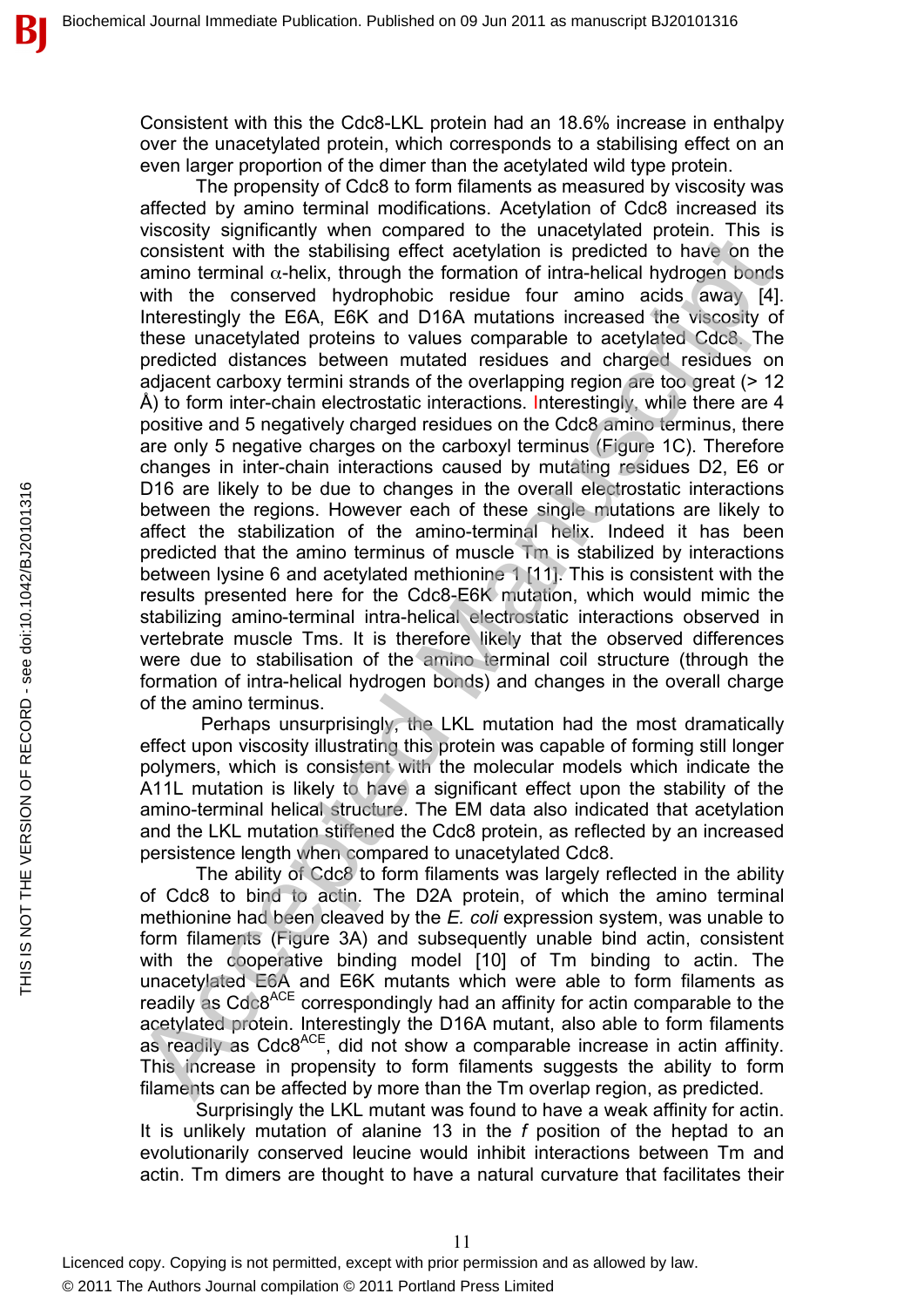Consistent with this the Cdc8-LKL protein had an 18.6% increase in enthalpy over the unacetylated protein, which corresponds to a stabilising effect on an even larger proportion of the dimer than the acetylated wild type protein.

The propensity of Cdc8 to form filaments as measured by viscosity was affected by amino terminal modifications. Acetylation of Cdc8 increased its viscosity significantly when compared to the unacetylated protein. This is consistent with the stabilising effect acetylation is predicted to have on the amino terminal α-helix, through the formation of intra-helical hydrogen bonds with the conserved hydrophobic residue four amino acids away [4]. Interestingly the E6A, E6K and D16A mutations increased the viscosity of these unacetylated proteins to values comparable to acetylated Cdc8. The predicted distances between mutated residues and charged residues on adjacent carboxy termini strands of the overlapping region are too great (> 12 Å) to form inter-chain electrostatic interactions. Interestingly, while there are 4 positive and 5 negatively charged residues on the Cdc8 amino terminus, there are only 5 negative charges on the carboxyl terminus (Figure 1C). Therefore changes in inter-chain interactions caused by mutating residues D2, E6 or D16 are likely to be due to changes in the overall electrostatic interactions between the regions. However each of these single mutations are likely to affect the stabilization of the amino-terminal helix. Indeed it has been predicted that the amino terminus of muscle Tm is stabilized by interactions between lysine 6 and acetylated methionine 1 [11]. This is consistent with the results presented here for the Cdc8-E6K mutation, which would mimic the stabilizing amino-terminal intra-helical electrostatic interactions observed in vertebrate muscle Tms. It is therefore likely that the observed differences were due to stabilisation of the amino terminal coil structure (through the formation of intra-helical hydrogen bonds) and changes in the overall charge of the amino terminus.

Perhaps unsurprisingly, the LKL mutation had the most dramatically effect upon viscosity illustrating this protein was capable of forming still longer polymers, which is consistent with the molecular models which indicate the A11L mutation is likely to have a significant effect upon the stability of the amino-terminal helical structure. The EM data also indicated that acetylation and the LKL mutation stiffened the Cdc8 protein, as reflected by an increased persistence length when compared to unacetylated Cdc8.

The ability of Cdc8 to form filaments was largely reflected in the ability of Cdc8 to bind to actin. The D2A protein, of which the amino terminal methionine had been cleaved by the *E. coli* expression system, was unable to form filaments (Figure 3A) and subsequently unable bind actin, consistent with the cooperative binding model [10] of Tm binding to actin. The unacetylated E6A and E6K mutants which were able to form filaments as readily as Cdc8$^{ACE}$ correspondingly had an affinity for actin comparable to the acetylated protein. Interestingly the D16A mutant, also able to form filaments as readily as Cdc8$^{ACE}$, did not show a comparable increase in actin affinity. This increase in propensity to form filaments suggests the ability to form filaments can be affected by more than the Tm overlap region, as predicted.

Surprisingly the LKL mutant was found to have a weak affinity for actin. It is unlikely mutation of alanine 13 in the *f* position of the heptad to an evolutionarily conserved leucine would inhibit interactions between Tm and actin. Tm dimers are thought to have a natural curvature that facilitates their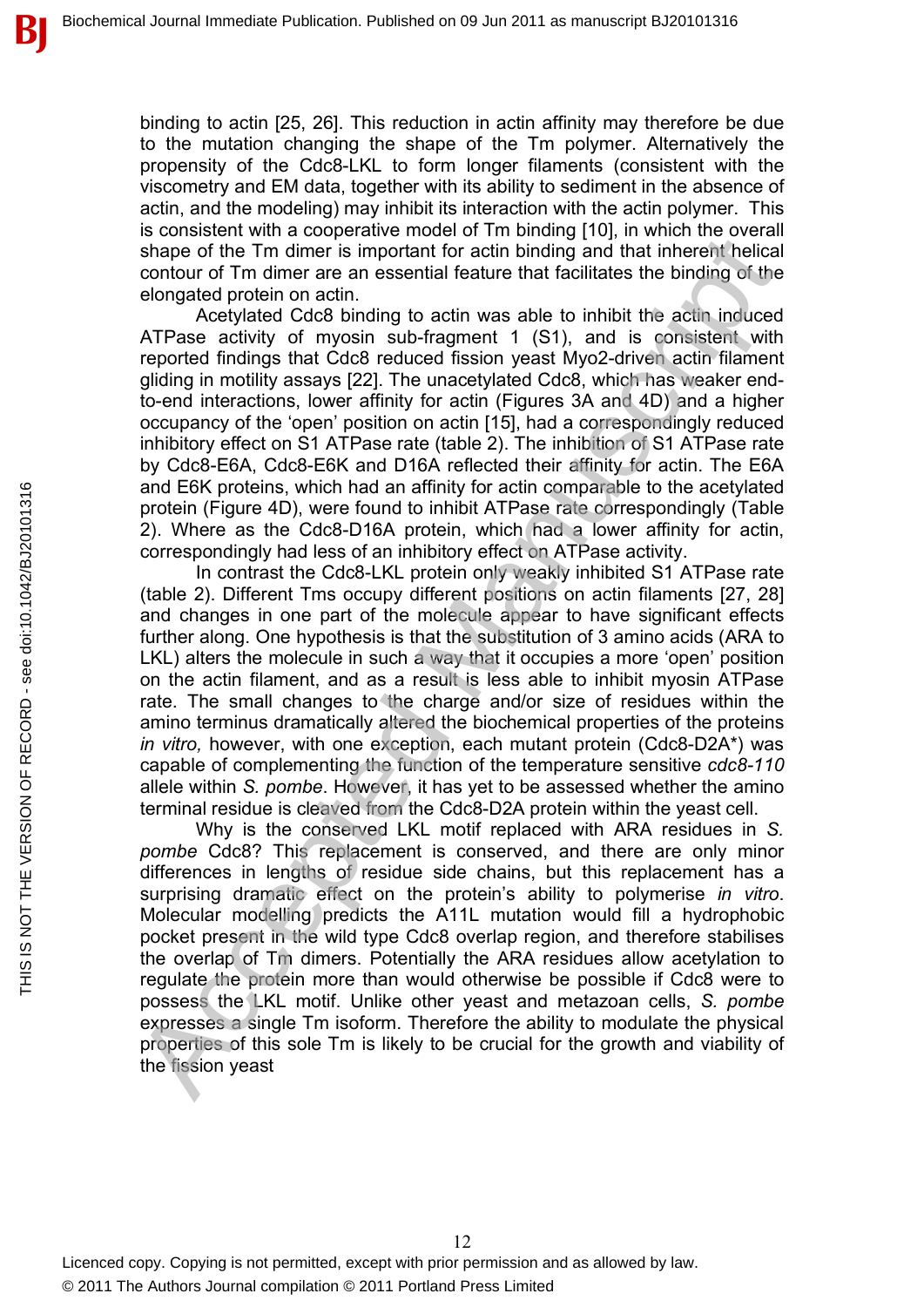binding to actin [25, 26]. This reduction in actin affinity may therefore be due to the mutation changing the shape of the Tm polymer. Alternatively the propensity of the Cdc8-LKL to form longer filaments (consistent with the viscometry and EM data, together with its ability to sediment in the absence of actin, and the modeling) may inhibit its interaction with the actin polymer. This is consistent with a cooperative model of Tm binding [10], in which the overall shape of the Tm dimer is important for actin binding and that inherent helical contour of Tm dimer are an essential feature that facilitates the binding of the elongated protein on actin.

Acetylated Cdc8 binding to actin was able to inhibit the actin induced ATPase activity of myosin sub-fragment 1 (S1), and is consistent with reported findings that Cdc8 reduced fission yeast Myo2-driven actin filament gliding in motility assays [22]. The unacetylated Cdc8, which has weaker end-to-end interactions, lower affinity for actin (Figures 3A and 4D) and a higher occupancy of the 'open' position on actin [15], had a correspondingly reduced inhibitory effect on S1 ATPase rate (table 2). The inhibition of S1 ATPase rate by Cdc8-E6A, Cdc8-E6K and D16A reflected their affinity for actin. The E6A and E6K proteins, which had an affinity for actin comparable to the acetylated protein (Figure 4D), were found to inhibit ATPase rate correspondingly (Table 2). Where as the Cdc8-D16A protein, which had a lower affinity for actin, correspondingly had less of an inhibitory effect on ATPase activity.

In contrast the Cdc8-LKL protein only weakly inhibited S1 ATPase rate (table 2). Different Tms occupy different positions on actin filaments [27, 28] and changes in one part of the molecule appear to have significant effects further along. One hypothesis is that the substitution of 3 amino acids (ARA to LKL) alters the molecule in such a way that it occupies a more 'open' position on the actin filament, and as a result is less able to inhibit myosin ATPase rate. The small changes to the charge and/or size of residues within the amino terminus dramatically altered the biochemical properties of the proteins *in vitro,* however, with one exception, each mutant protein (Cdc8-D2A*) was capable of complementing the function of the temperature sensitive *cdc8-110* allele within *S. pombe*. However, it has yet to be assessed whether the amino terminal residue is cleaved from the Cdc8-D2A protein within the yeast cell.

Why is the conserved LKL motif replaced with ARA residues in *S. pombe* Cdc8? This replacement is conserved, and there are only minor differences in lengths of residue side chains, but this replacement has a surprising dramatic effect on the protein's ability to polymerise *in vitro*. Molecular modelling predicts the A11L mutation would fill a hydrophobic pocket present in the wild type Cdc8 overlap region, and therefore stabilises the overlap of Tm dimers. Potentially the ARA residues allow acetylation to regulate the protein more than would otherwise be possible if Cdc8 were to possess the LKL motif. Unlike other yeast and metazoan cells, *S. pombe* expresses a single Tm isoform. Therefore the ability to modulate the physical properties of this sole Tm is likely to be crucial for the growth and viability of the fission yeast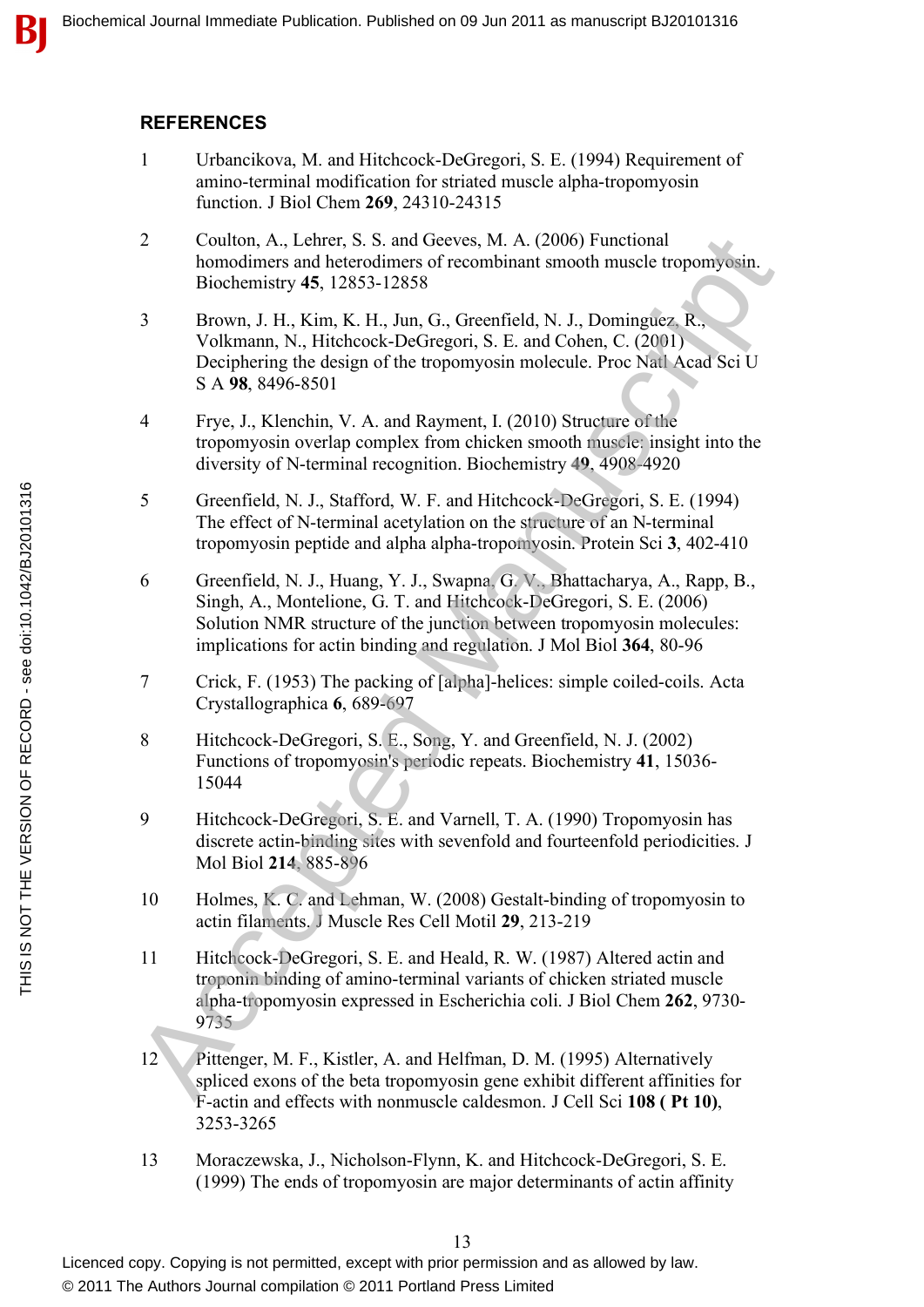## REFERENCES

1. Urbancikova, M. and Hitchcock-DeGregori, S. E. (1994) Requirement of amino-terminal modification for striated muscle alpha-tropomyosin function. J Biol Chem **269**, 24310-24315

2. Coulton, A., Lehrer, S. S. and Geeves, M. A. (2006) Functional homodimers and heterodimers of recombinant smooth muscle tropomyosin. Biochemistry **45**, 12853-12858

3. Brown, J. H., Kim, K. H., Jun, G., Greenfield, N. J., Dominguez, R., Volkmann, N., Hitchcock-DeGregori, S. E. and Cohen, C. (2001) Deciphering the design of the tropomyosin molecule. Proc Natl Acad Sci U S A **98**, 8496-8501

4. Frye, J., Klenchin, V. A. and Rayment, I. (2010) Structure of the tropomyosin overlap complex from chicken smooth muscle: insight into the diversity of N-terminal recognition. Biochemistry **49**, 4908-4920

5. Greenfield, N. J., Stafford, W. F. and Hitchcock-DeGregori, S. E. (1994) The effect of N-terminal acetylation on the structure of an N-terminal tropomyosin peptide and alpha alpha-tropomyosin. Protein Sci **3**, 402-410

6. Greenfield, N. J., Huang, Y. J., Swapna, G. V., Bhattacharya, A., Rapp, B., Singh, A., Montelione, G. T. and Hitchcock-DeGregori, S. E. (2006) Solution NMR structure of the junction between tropomyosin molecules: implications for actin binding and regulation. J Mol Biol **364**, 80-96

7. Crick, F. (1953) The packing of [alpha]-helices: simple coiled-coils. Acta Crystallographica **6**, 689-697

8. Hitchcock-DeGregori, S. E., Song, Y. and Greenfield, N. J. (2002) Functions of tropomyosin's periodic repeats. Biochemistry **41**, 15036-15044

9. Hitchcock-DeGregori, S. E. and Varnell, T. A. (1990) Tropomyosin has discrete actin-binding sites with sevenfold and fourteenfold periodicities. J Mol Biol **214**, 885-896

10. Holmes, K. C. and Lehman, W. (2008) Gestalt-binding of tropomyosin to actin filaments. J Muscle Res Cell Motil **29**, 213-219

11. Hitchcock-DeGregori, S. E. and Heald, R. W. (1987) Altered actin and troponin binding of amino-terminal variants of chicken striated muscle alpha-tropomyosin expressed in Escherichia coli. J Biol Chem **262**, 9730-9735

12. Pittenger, M. F., Kistler, A. and Helfman, D. M. (1995) Alternatively spliced exons of the beta tropomyosin gene exhibit different affinities for F-actin and effects with nonmuscle caldesmon. J Cell Sci **108 ( Pt 10)**, 3253-3265

13. Moraczewska, J., Nicholson-Flynn, K. and Hitchcock-DeGregori, S. E. (1999) The ends of tropomyosin are major determinants of actin affinity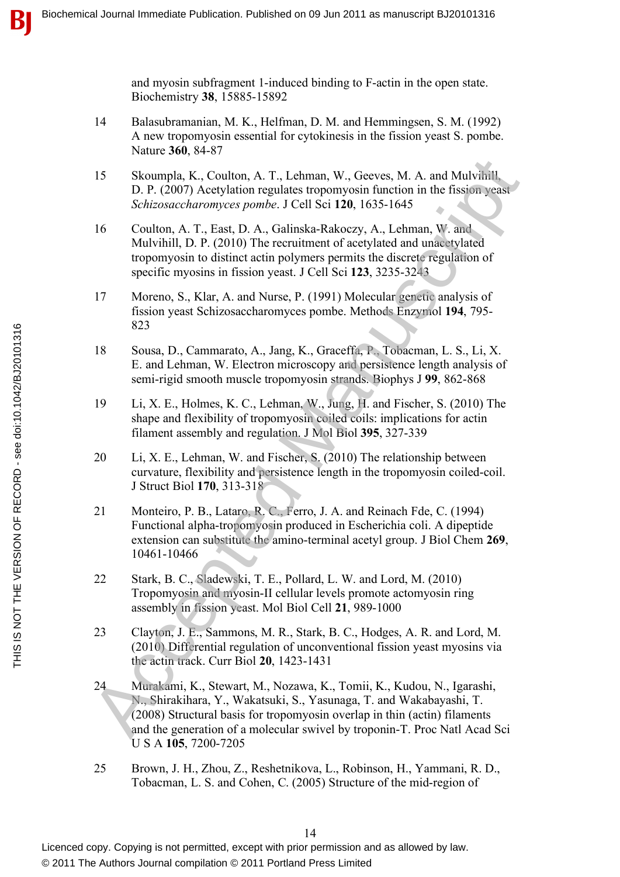and myosin subfragment 1-induced binding to F-actin in the open state. Biochemistry **38**, 15885-15892

14 Balasubramanian, M. K., Helfman, D. M. and Hemmingsen, S. M. (1992) A new tropomyosin essential for cytokinesis in the fission yeast S. pombe. Nature **360**, 84-87

15 Skoumpla, K., Coulton, A. T., Lehman, W., Geeves, M. A. and Mulvihill, D. P. (2007) Acetylation regulates tropomyosin function in the fission yeast *Schizosaccharomyces pombe*. J Cell Sci **120**, 1635-1645

16 Coulton, A. T., East, D. A., Galinska-Rakoczy, A., Lehman, W. and Mulvihill, D. P. (2010) The recruitment of acetylated and unacetylated tropomyosin to distinct actin polymers permits the discrete regulation of specific myosins in fission yeast. J Cell Sci **123**, 3235-3243

17 Moreno, S., Klar, A. and Nurse, P. (1991) Molecular genetic analysis of fission yeast Schizosaccharomyces pombe. Methods Enzymol **194**, 795-823

18 Sousa, D., Cammarato, A., Jang, K., Graceffa, P., Tobacman, L. S., Li, X. E. and Lehman, W. Electron microscopy and persistence length analysis of semi-rigid smooth muscle tropomyosin strands. Biophys J **99**, 862-868

19 Li, X. E., Holmes, K. C., Lehman, W., Jung, H. and Fischer, S. (2010) The shape and flexibility of tropomyosin coiled coils: implications for actin filament assembly and regulation. J Mol Biol **395**, 327-339

20 Li, X. E., Lehman, W. and Fischer, S. (2010) The relationship between curvature, flexibility and persistence length in the tropomyosin coiled-coil. J Struct Biol **170**, 313-318

21 Monteiro, P. B., Lataro, R. C., Ferro, J. A. and Reinach Fde, C. (1994) Functional alpha-tropomyosin produced in Escherichia coli. A dipeptide extension can substitute the amino-terminal acetyl group. J Biol Chem **269**, 10461-10466

22 Stark, B. C., Sladewski, T. E., Pollard, L. W. and Lord, M. (2010) Tropomyosin and myosin-II cellular levels promote actomyosin ring assembly in fission yeast. Mol Biol Cell **21**, 989-1000

23 Clayton, J. E., Sammons, M. R., Stark, B. C., Hodges, A. R. and Lord, M. (2010) Differential regulation of unconventional fission yeast myosins via the actin track. Curr Biol **20**, 1423-1431

24 Murakami, K., Stewart, M., Nozawa, K., Tomii, K., Kudou, N., Igarashi, N., Shirakihara, Y., Wakatsuki, S., Yasunaga, T. and Wakabayashi, T. (2008) Structural basis for tropomyosin overlap in thin (actin) filaments and the generation of a molecular swivel by troponin-T. Proc Natl Acad Sci U S A **105**, 7200-7205

25 Brown, J. H., Zhou, Z., Reshetnikova, L., Robinson, H., Yammani, R. D., Tobacman, L. S. and Cohen, C. (2005) Structure of the mid-region of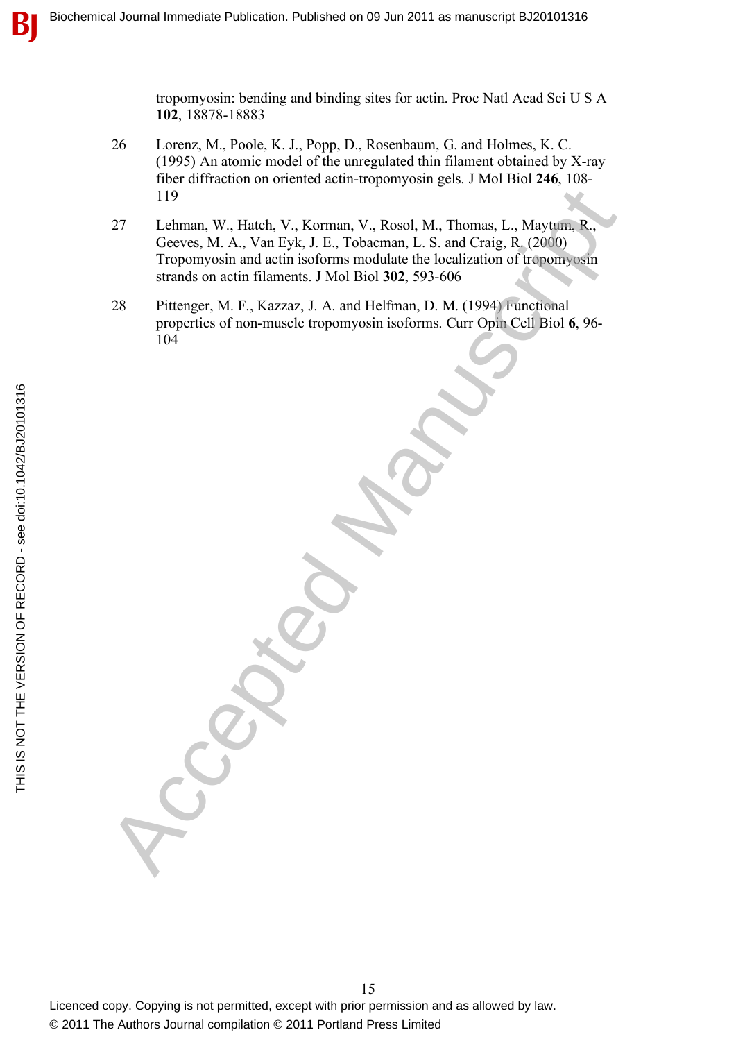tropomyosin: bending and binding sites for actin. Proc Natl Acad Sci U S A **102**, 18878-18883

26 Lorenz, M., Poole, K. J., Popp, D., Rosenbaum, G. and Holmes, K. C. (1995) An atomic model of the unregulated thin filament obtained by X-ray fiber diffraction on oriented actin-tropomyosin gels. J Mol Biol **246**, 108-119

27 Lehman, W., Hatch, V., Korman, V., Rosol, M., Thomas, L., Maytum, R., Geeves, M. A., Van Eyk, J. E., Tobacman, L. S. and Craig, R. (2000) Tropomyosin and actin isoforms modulate the localization of tropomyosin strands on actin filaments. J Mol Biol **302**, 593-606

28 Pittenger, M. F., Kazzaz, J. A. and Helfman, D. M. (1994) Functional properties of non-muscle tropomyosin isoforms. Curr Opin Cell Biol **6**, 96-104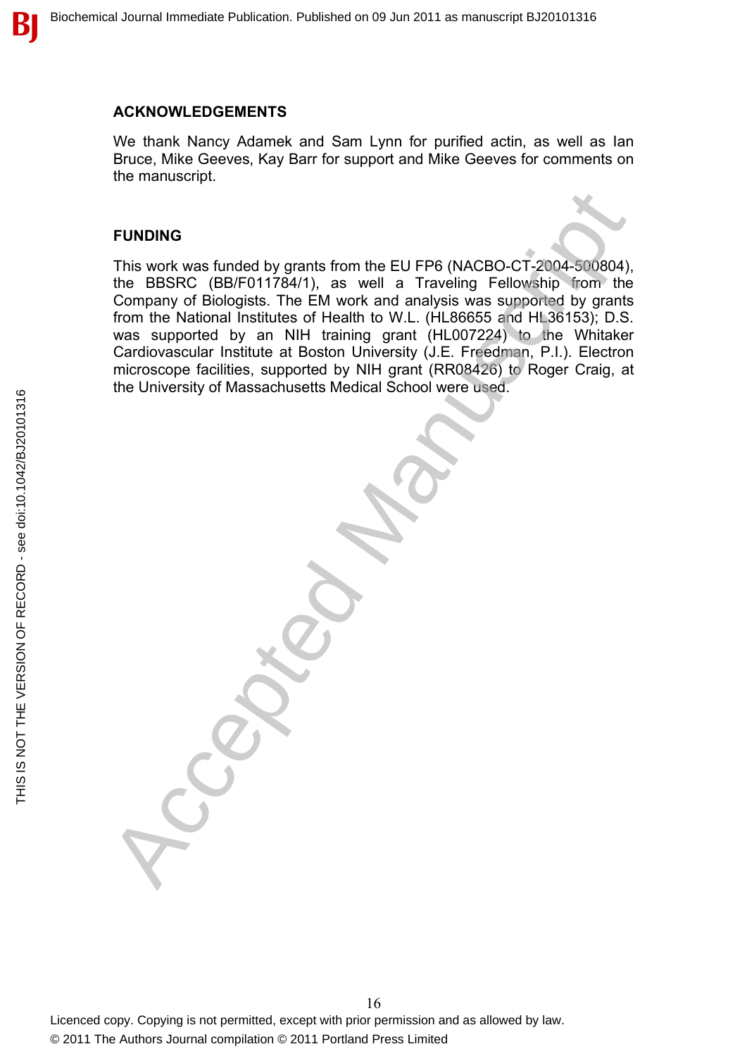## ACKNOWLEDGEMENTS

We thank Nancy Adamek and Sam Lynn for purified actin, as well as Ian Bruce, Mike Geeves, Kay Barr for support and Mike Geeves for comments on the manuscript.

## FUNDING

This work was funded by grants from the EU FP6 (NACBO-CT-2004-500804), the BBSRC (BB/F011784/1), as well a Traveling Fellowship from the Company of Biologists. The EM work and analysis was supported by grants from the National Institutes of Health to W.L. (HL86655 and HL36153); D.S. was supported by an NIH training grant (HL007224) to the Whitaker Cardiovascular Institute at Boston University (J.E. Freedman, P.I.). Electron microscope facilities, supported by NIH grant (RR08426) to Roger Craig, at the University of Massachusetts Medical School were used.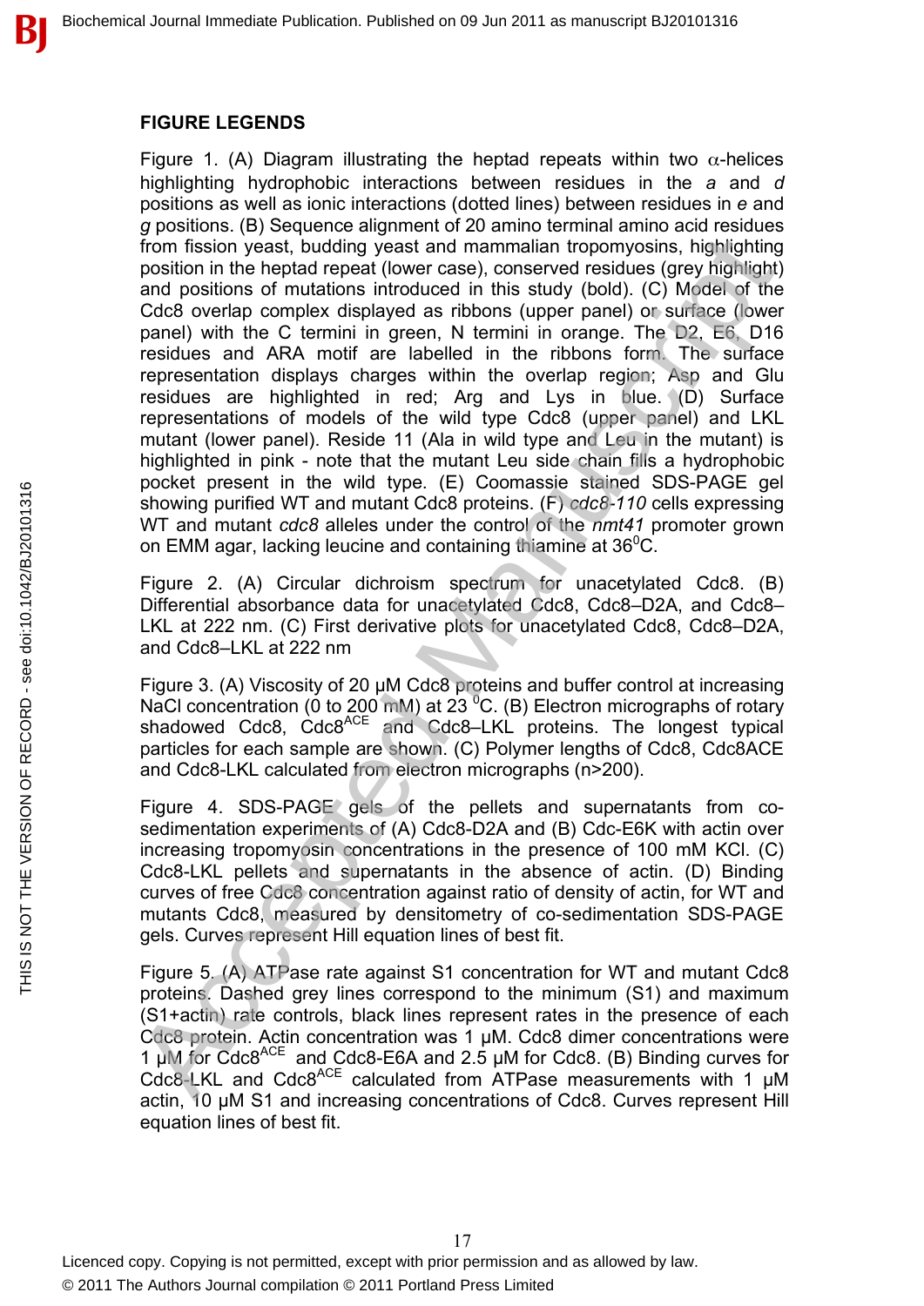## FIGURE LEGENDS

Figure 1. (A) Diagram illustrating the heptad repeats within two α-helices highlighting hydrophobic interactions between residues in the *a* and *d* positions as well as ionic interactions (dotted lines) between residues in *e* and *g* positions. (B) Sequence alignment of 20 amino terminal amino acid residues from fission yeast, budding yeast and mammalian tropomyosins, highlighting position in the heptad repeat (lower case), conserved residues (grey highlight) and positions of mutations introduced in this study (bold). (C) Model of the Cdc8 overlap complex displayed as ribbons (upper panel) or surface (lower panel) with the C termini in green, N termini in orange. The D2, E6, D16 residues and ARA motif are labelled in the ribbons form. The surface representation displays charges within the overlap region; Asp and Glu residues are highlighted in red; Arg and Lys in blue. (D) Surface representations of models of the wild type Cdc8 (upper panel) and LKL mutant (lower panel). Reside 11 (Ala in wild type and Leu in the mutant) is highlighted in pink - note that the mutant Leu side chain fills a hydrophobic pocket present in the wild type. (E) Coomassie stained SDS-PAGE gel showing purified WT and mutant Cdc8 proteins. (F) *cdc8-110* cells expressing WT and mutant *cdc8* alleles under the control of the *nmt41* promoter grown on EMM agar, lacking leucine and containing thiamine at 36$^0$C.

Figure 2. (A) Circular dichroism spectrum for unacetylated Cdc8. (B) Differential absorbance data for unacetylated Cdc8, Cdc8–D2A, and Cdc8–LKL at 222 nm. (C) First derivative plots for unacetylated Cdc8, Cdc8–D2A, and Cdc8–LKL at 222 nm

Figure 3. (A) Viscosity of 20 µM Cdc8 proteins and buffer control at increasing NaCl concentration (0 to 200 mM) at 23 $^0$C. (B) Electron micrographs of rotary shadowed Cdc8, Cdc8$^{ACE}$ and Cdc8–LKL proteins. The longest typical particles for each sample are shown. (C) Polymer lengths of Cdc8, Cdc8ACE and Cdc8-LKL calculated from electron micrographs (n>200).

Figure 4. SDS-PAGE gels of the pellets and supernatants from co-sedimentation experiments of (A) Cdc8-D2A and (B) Cdc-E6K with actin over increasing tropomyosin concentrations in the presence of 100 mM KCl. (C) Cdc8-LKL pellets and supernatants in the absence of actin. (D) Binding curves of free Cdc8 concentration against ratio of density of actin, for WT and mutants Cdc8, measured by densitometry of co-sedimentation SDS-PAGE gels. Curves represent Hill equation lines of best fit.

Figure 5. (A) ATPase rate against S1 concentration for WT and mutant Cdc8 proteins. Dashed grey lines correspond to the minimum (S1) and maximum (S1+actin) rate controls, black lines represent rates in the presence of each Cdc8 protein. Actin concentration was 1 µM. Cdc8 dimer concentrations were 1 µM for Cdc8$^{ACE}$ and Cdc8-E6A and 2.5 µM for Cdc8. (B) Binding curves for Cdc8-LKL and Cdc8$^{ACE}$ calculated from ATPase measurements with 1 µM actin, 10 µM S1 and increasing concentrations of Cdc8. Curves represent Hill equation lines of best fit.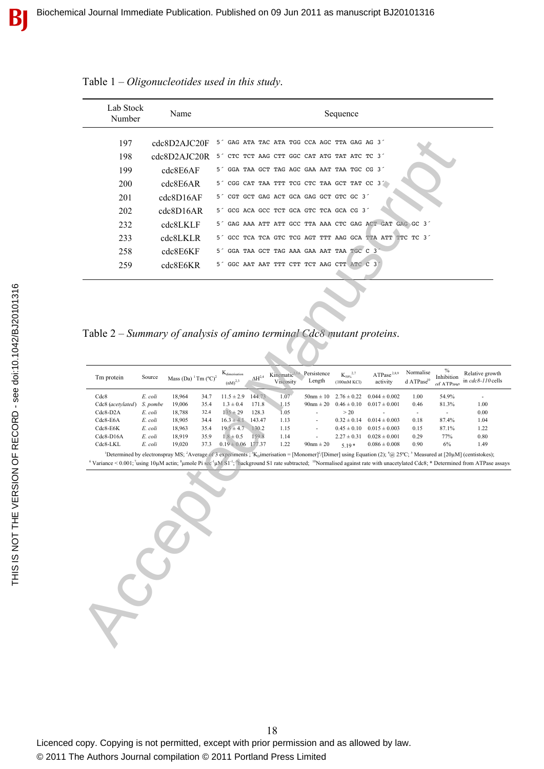Table 1 – *Oligonucleotides used in this study*.

| Lab Stock Number | Name | Sequence |
|---|---|---|
| 197 | cdc8D2AJC20F | 5´ GAG ATA TAC ATA TGG CCA AGC TTA GAG AG 3´ |
| 198 | cdc8D2AJC20R | 5´ CTC TCT AAG CTT GGC CAT ATG TAT ATC TC 3´ |
| 199 | cdc8E6AF | 5´ GGA TAA GCT TAG AGC GAA AAT TAA TGC CG 3´ |
| 200 | cdc8E6AR | 5´ CGG CAT TAA TTT TCG CTC TAA GCT TAT CC 3´ |
| 201 | cdc8D16AF | 5´ CGT GCT GAG ACT GCA GAG GCT GTC GC 3´ |
| 202 | cdc8D16AR | 5´ GCG ACA GCC TCT GCA GTC TCA GCA CG 3´ |
| 232 | cdc8LKLF | 5´ GAG AAA ATT ATT GCC TTA AAA CTC GAG ACT GAT GAG GC 3´ |
| 233 | cdc8LKLR | 5´ GCC TCA TCA GTC TCG AGT TTT AAG GCA TTA ATT TTC TC 3´ |
| 258 | cdc8E6KF | 5´ GGA TAA GCT TAG AAA GAA AAT TAA TGC C 3´ |
| 259 | cdc8E6KR | 5´ GGC AAT AAT TTT CTT TCT AAG CTT ATC C 3´ |

Table 2 – *Summary of analysis of amino terminal Cdc8 mutant proteins.*

| Tm protein | Source | Mass (Da)[1] | Tm (°C)[2] | $K_{dimerisation}$ (nM)[2,3] | ΔH[2,4] | Kinematic[2,5,6] Viscosity | Persistence Length | $K_{50\%}$[2,7] (100mM KCl) | ATPase[2,8,9] activity | Normalised ATPase[10] | % Inhibition of ATPase | Relative growth in *cdc8-110* cells |
|---|---|---|---|---|---|---|---|---|---|---|---|---|
| Cdc8 | *E. coli* | 18,964 | 34.7 | 11.5 ± 2.9 | 144.73 | 1.07 | 50nm ± 10 | 2.76 ± 0.22 | 0.044 ± 0.002 | 1.00 | 54.9% | - |
| Cdc8 (*acetylated*) | *S. pombe* | 19,006 | 35.4 | 1.3 ± 0.4 | 171.8 | 1.15 | 90nm ± 20 | 0.46 ± 0.10 | 0.017 ± 0.001 | 0.46 | 81.3% | 1.00 |
| Cdc8-D2A | *E. coli* | 18,788 | 32.4 | 135 ± 29 | 128.3 | 1.05 | - | > 20 | - | - | - | 0.00 |
| Cdc8-E6A | *E. coli* | 18,905 | 34.4 | 16.3 ± 4.1 | 143.47 | 1.13 | - | 0.32 ± 0.14 | 0.014 ± 0.003 | 0.18 | 87.4% | 1.04 |
| Cdc8-E6K | *E. coli* | 18,963 | 35.4 | 19.5 ± 4.7 | 130.2 | 1.15 | - | 0.45 ± 0.10 | 0.015 ± 0.003 | 0.15 | 87.1% | 1.22 |
| Cdc8-D16A | *E. coli* | 18,919 | 35.9 | 1.8 ± 0.5 | 159.8 | 1.14 | - | 2.27 ± 0.31 | 0.028 ± 0.001 | 0.29 | 77% | 0.80 |
| Cdc8-LKL | *E. coli* | 19,020 | 37.3 | 0.19 ± 0.06 | 177.37 | 1.22 | 90nm ± 20 | 5.19 * | 0.086 ± 0.008 | 0.90 | 6% | 1.49 |

[1]Determined by electronspray MS; [2]Average of 3 experiments ; [3]$K_D$imerisation = [Monomer]$^2$/[Dimer] using Equation (2); [4]@ 25°C; [5] Measured at [20μM] (centistokes); [6] Variance < 0.001; [7]using 10μM actin; [8]μmole Pi $sec^{-1}μM\ S1^{-1}$; [9]background S1 rate subtracted; [10]Normalised against rate with unacetylated Cdc8; * Determined from ATPase assays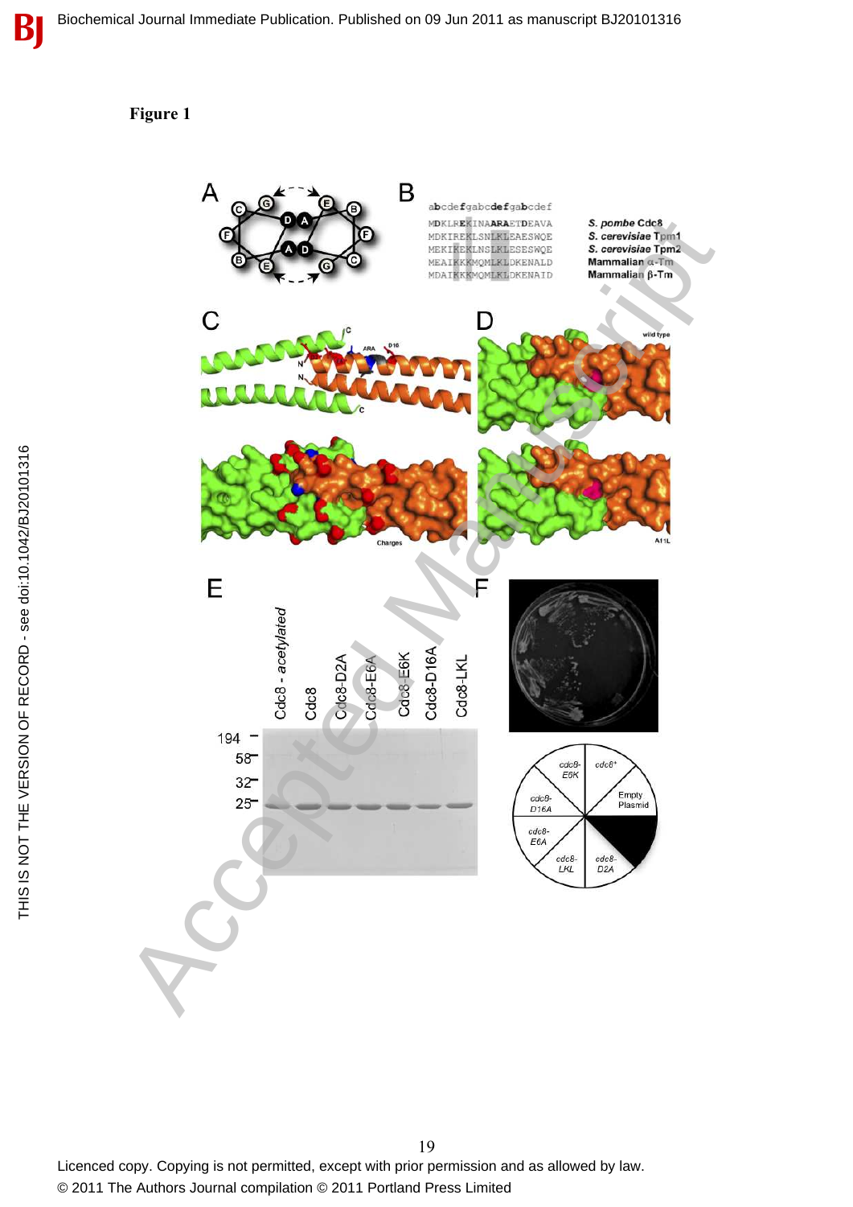**Figure 1**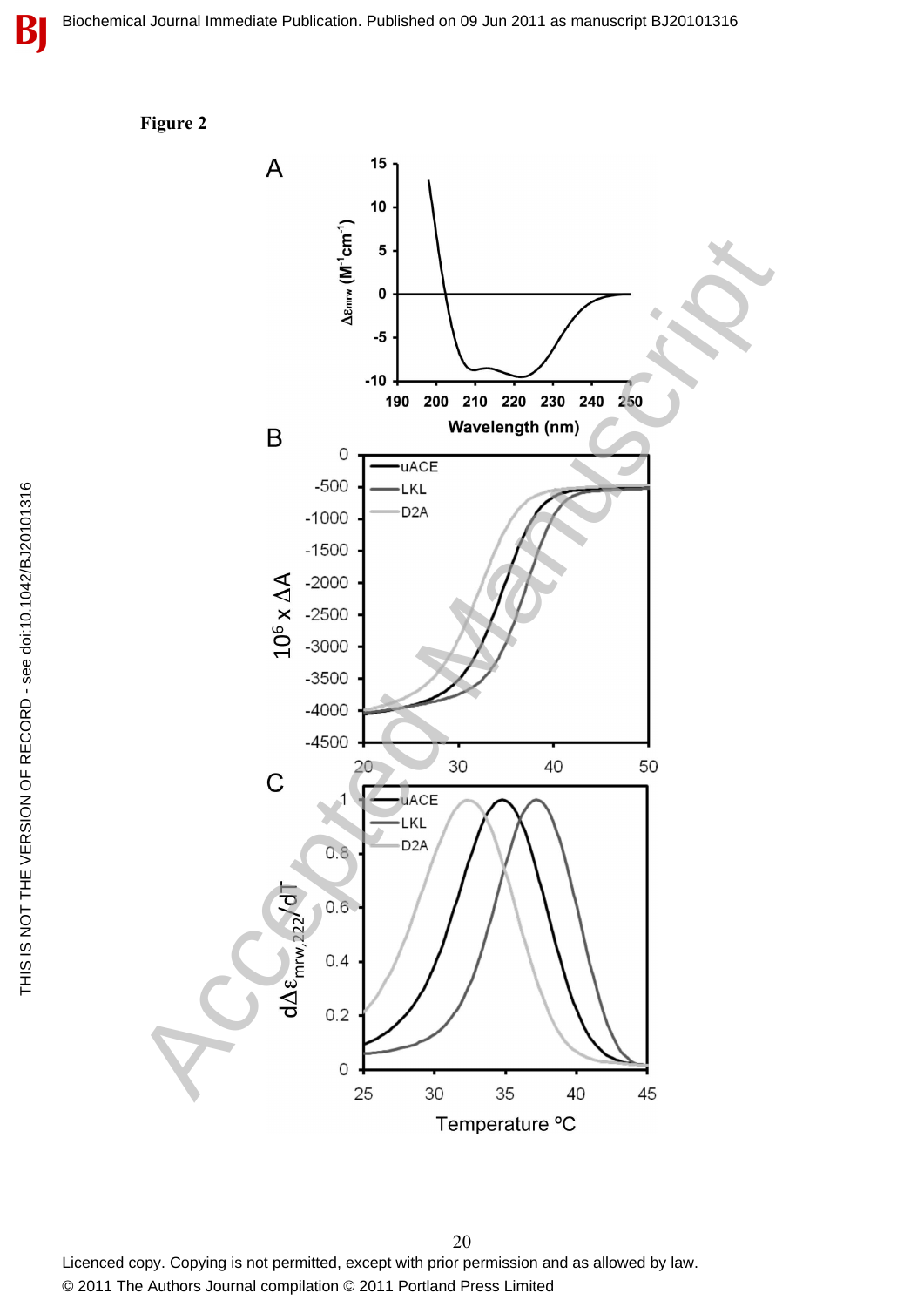**Figure 2**

A

B

C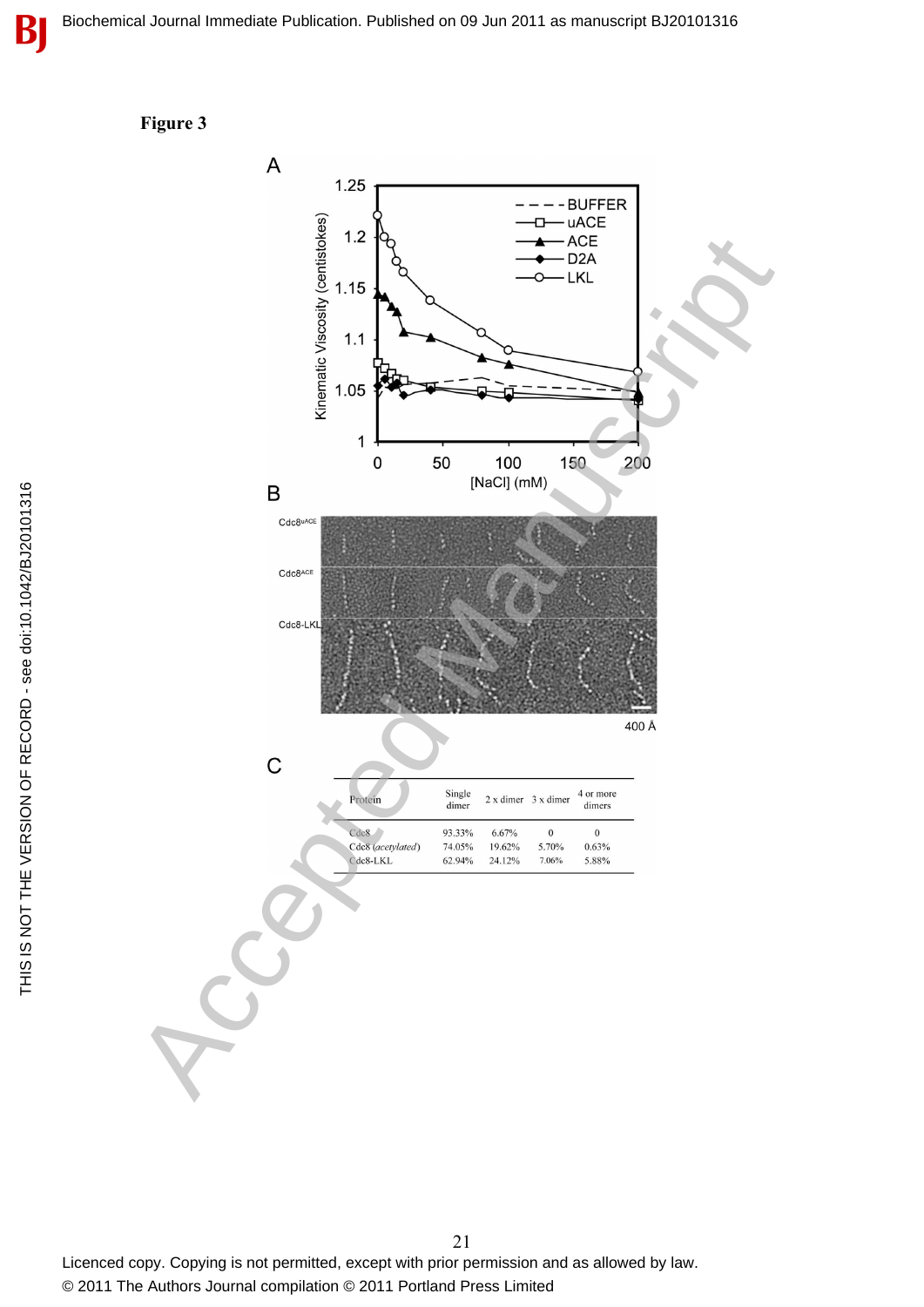# Figure 3

A

B

Cdc8$^{uACE}$

Cdc8$^{ACE}$

Cdc8-LKL

400 Å

C

| Protein | Single dimer | 2 x dimer | 3 x dimer | 4 or more dimers |
|---|---|---|---|---|
| Cdc8 | 93.33% | 6.67% | 0 | 0 |
| Cdc8 (*acetylated*) | 74.05% | 19.62% | 5.70% | 0.63% |
| Cdc8-LKL | 62.94% | 24.12% | 7.06% | 5.88% |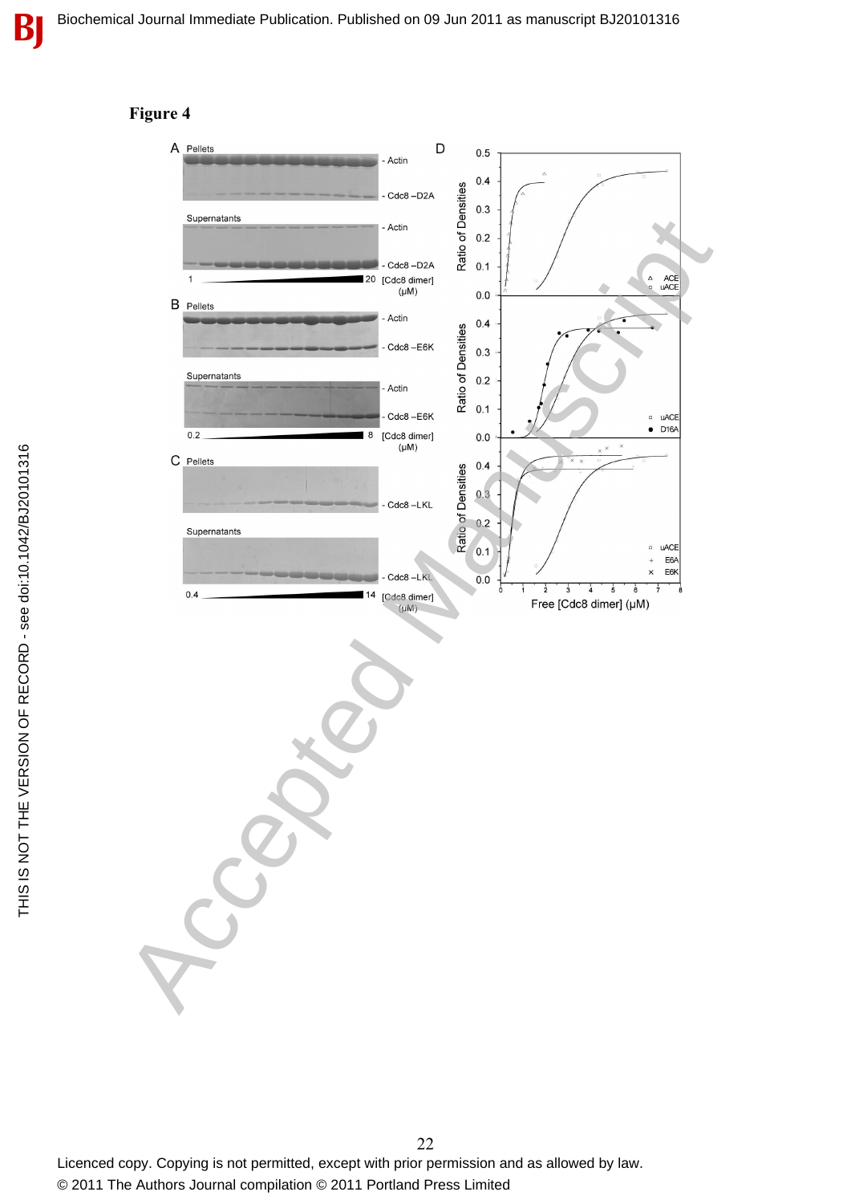# Figure 4

A Pellets

- Actin
- Cdc8 –D2A

Supernatants

- Actin
- Cdc8 –D2A

1 — 20 [Cdc8 dimer] (μM)

B Pellets

- Actin
- Cdc8 –E6K

Supernatants

- Actin
- Cdc8 –E6K

0.2 — 8 [Cdc8 dimer] (μM)

C Pellets

- Cdc8 –LKL

Supernatants

- Cdc8 –LKL

0.4 — 14 [Cdc8 dimer] (μM)

D

Ratio of Densities (top panel): ACE, uACE

Ratio of Densities (middle panel): uACE, D16A

Ratio of Densities (bottom panel): uACE, E6A, E6K

Free [Cdc8 dimer] (μM)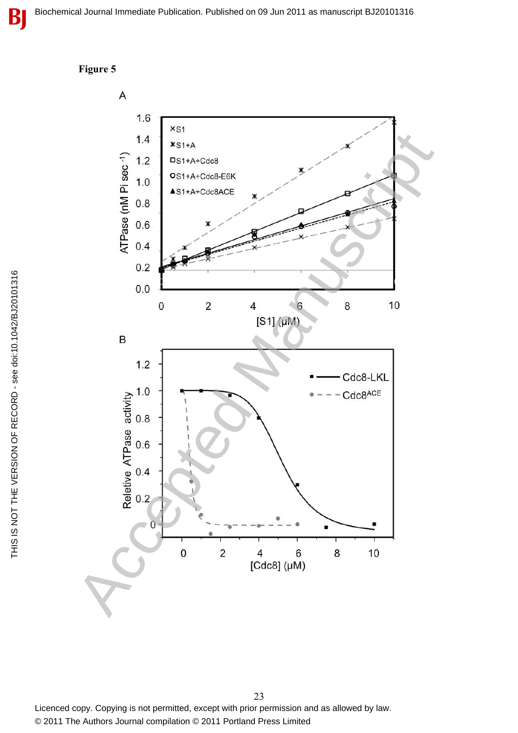**Figure 5**

A

1.6
1.4
1.2
1.0
0.8
0.6
0.4
0.2
0.0

ATPase (nM Pi sec $^{-1}$)

× S1
✱ S1+A
□ S1+A+Cdc8
○ S1+A+Cdc8-E6K
▲ S1+A+Cdc8ACE

0 2 4 6 8 10

[S1] (μM)

B

1.2
1.0
0.8
0.6
0.4
0.2
0

Reletive ATPase activity

Cdc8-LKL

Cdc8$^{ACE}$

0 2 4 6 8 10

[Cdc8] (μM)